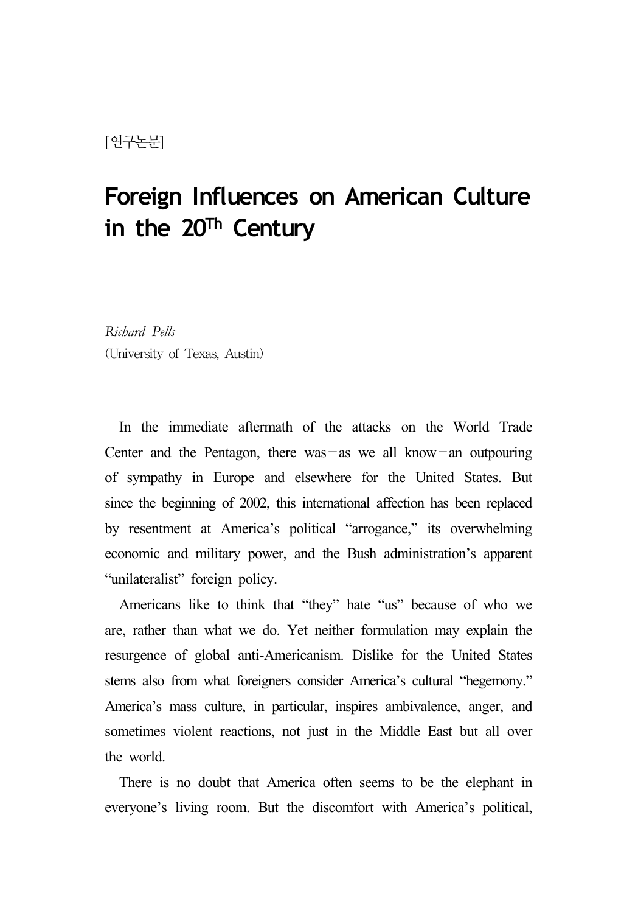[연구논문]

# Foreign Influences on American Culture in the 20Th Century

*Richard Pells*
(University of Texas, Austin)

In the immediate aftermath of the attacks on the World Trade Center and the Pentagon, there was—as we all know—an outpouring of sympathy in Europe and elsewhere for the United States. But since the beginning of 2002, this international affection has been replaced by resentment at America's political "arrogance," its overwhelming economic and military power, and the Bush administration's apparent "unilateralist" foreign policy.

Americans like to think that "they" hate "us" because of who we are, rather than what we do. Yet neither formulation may explain the resurgence of global anti-Americanism. Dislike for the United States stems also from what foreigners consider America's cultural "hegemony." America's mass culture, in particular, inspires ambivalence, anger, and sometimes violent reactions, not just in the Middle East but all over the world.

There is no doubt that America often seems to be the elephant in everyone's living room. But the discomfort with America's political,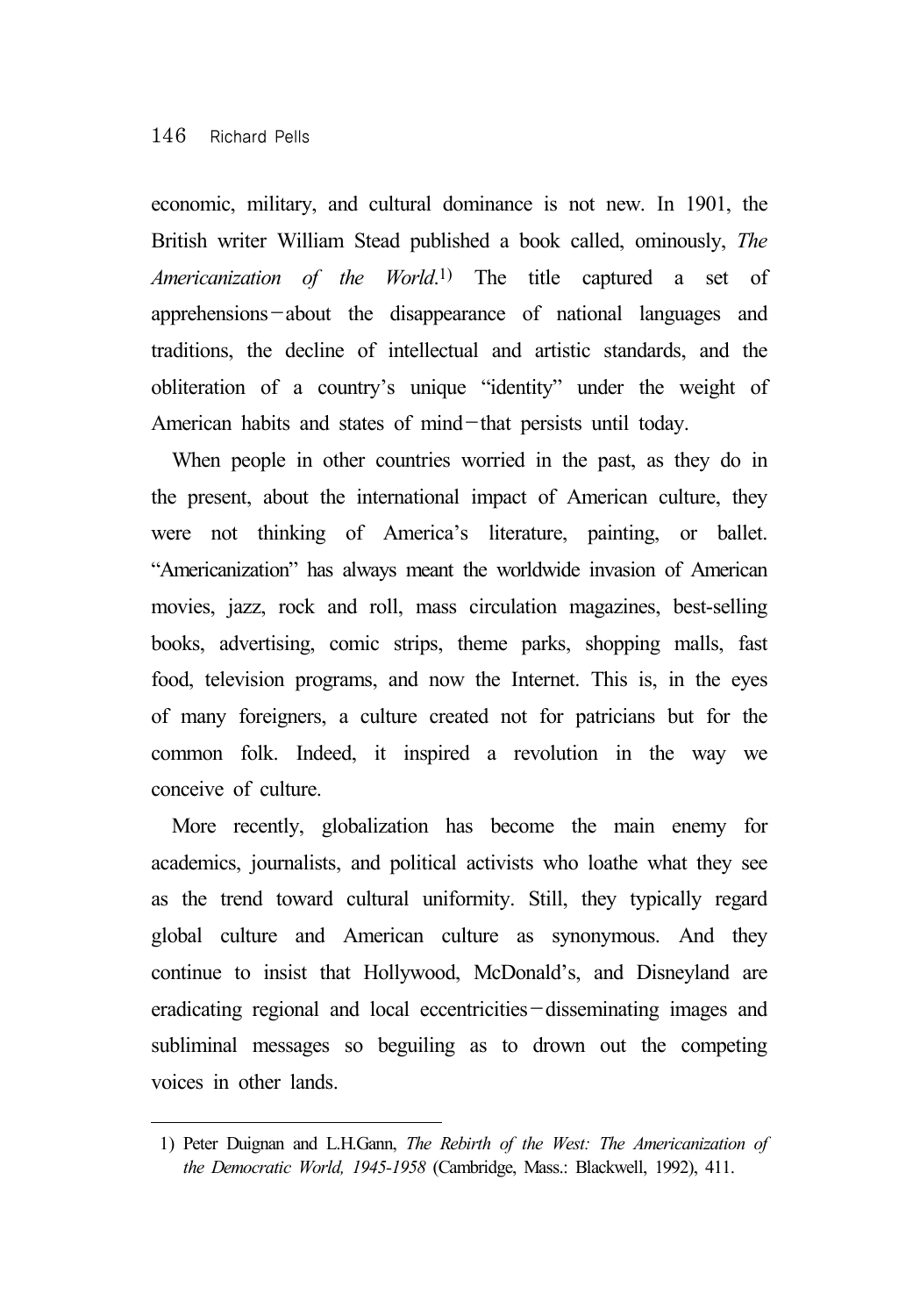economic, military, and cultural dominance is not new. In 1901, the British writer William Stead published a book called, ominously, *The Americanization of the World*.[1] The title captured a set of apprehensions—about the disappearance of national languages and traditions, the decline of intellectual and artistic standards, and the obliteration of a country's unique "identity" under the weight of American habits and states of mind—that persists until today.

When people in other countries worried in the past, as they do in the present, about the international impact of American culture, they were not thinking of America's literature, painting, or ballet. "Americanization" has always meant the worldwide invasion of American movies, jazz, rock and roll, mass circulation magazines, best-selling books, advertising, comic strips, theme parks, shopping malls, fast food, television programs, and now the Internet. This is, in the eyes of many foreigners, a culture created not for patricians but for the common folk. Indeed, it inspired a revolution in the way we conceive of culture.

More recently, globalization has become the main enemy for academics, journalists, and political activists who loathe what they see as the trend toward cultural uniformity. Still, they typically regard global culture and American culture as synonymous. And they continue to insist that Hollywood, McDonald's, and Disneyland are eradicating regional and local eccentricities—disseminating images and subliminal messages so beguiling as to drown out the competing voices in other lands.

---

1) Peter Duignan and L.H.Gann, *The Rebirth of the West: The Americanization of the Democratic World, 1945-1958* (Cambridge, Mass.: Blackwell, 1992), 411.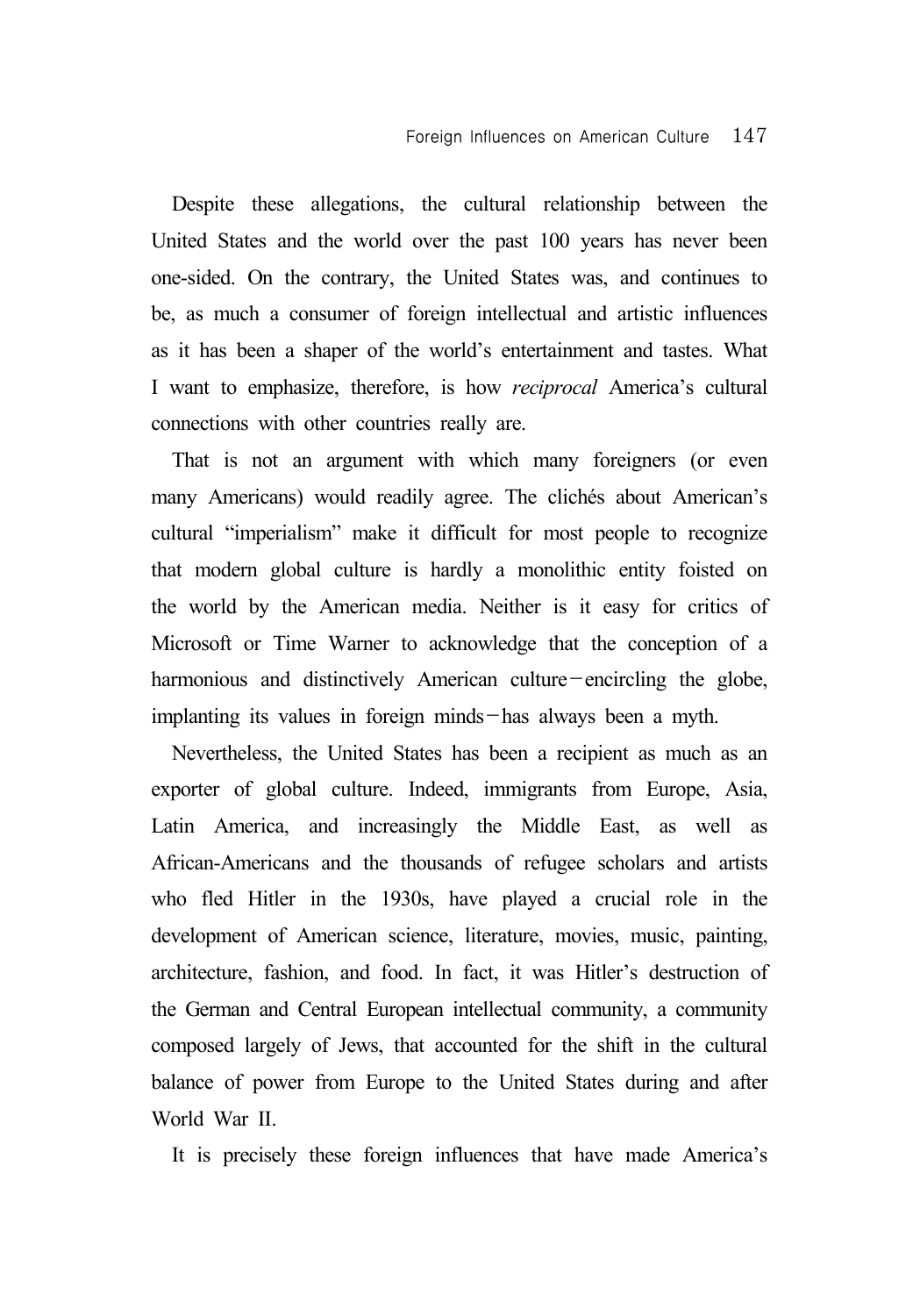Despite these allegations, the cultural relationship between the United States and the world over the past 100 years has never been one-sided. On the contrary, the United States was, and continues to be, as much a consumer of foreign intellectual and artistic influences as it has been a shaper of the world's entertainment and tastes. What I want to emphasize, therefore, is how *reciprocal* America's cultural connections with other countries really are.

That is not an argument with which many foreigners (or even many Americans) would readily agree. The clichés about American's cultural "imperialism" make it difficult for most people to recognize that modern global culture is hardly a monolithic entity foisted on the world by the American media. Neither is it easy for critics of Microsoft or Time Warner to acknowledge that the conception of a harmonious and distinctively American culture—encircling the globe, implanting its values in foreign minds—has always been a myth.

Nevertheless, the United States has been a recipient as much as an exporter of global culture. Indeed, immigrants from Europe, Asia, Latin America, and increasingly the Middle East, as well as African-Americans and the thousands of refugee scholars and artists who fled Hitler in the 1930s, have played a crucial role in the development of American science, literature, movies, music, painting, architecture, fashion, and food. In fact, it was Hitler's destruction of the German and Central European intellectual community, a community composed largely of Jews, that accounted for the shift in the cultural balance of power from Europe to the United States during and after World War II.

It is precisely these foreign influences that have made America's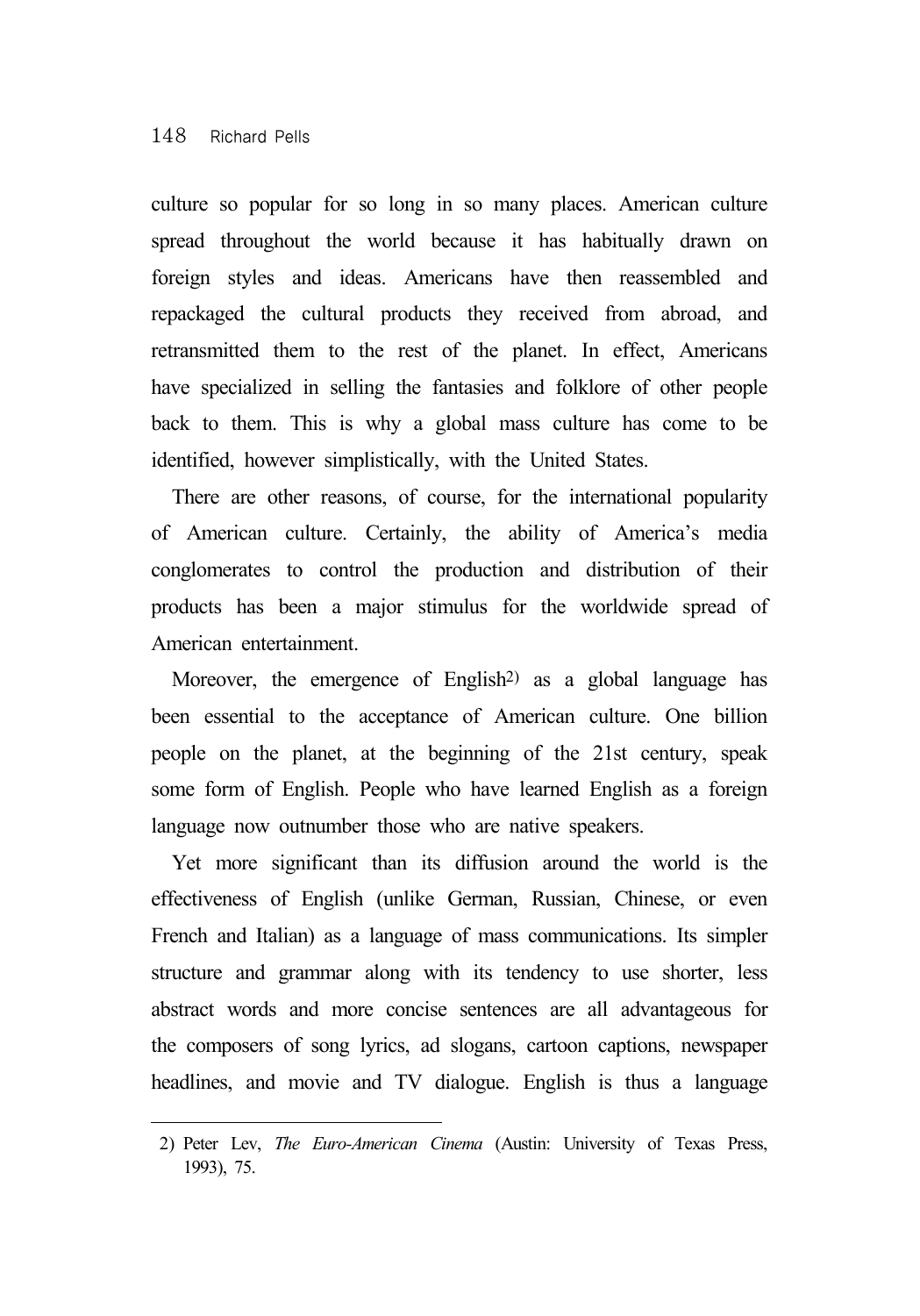culture so popular for so long in so many places. American culture spread throughout the world because it has habitually drawn on foreign styles and ideas. Americans have then reassembled and repackaged the cultural products they received from abroad, and retransmitted them to the rest of the planet. In effect, Americans have specialized in selling the fantasies and folklore of other people back to them. This is why a global mass culture has come to be identified, however simplistically, with the United States.

There are other reasons, of course, for the international popularity of American culture. Certainly, the ability of America's media conglomerates to control the production and distribution of their products has been a major stimulus for the worldwide spread of American entertainment.

Moreover, the emergence of English[2] as a global language has been essential to the acceptance of American culture. One billion people on the planet, at the beginning of the 21st century, speak some form of English. People who have learned English as a foreign language now outnumber those who are native speakers.

Yet more significant than its diffusion around the world is the effectiveness of English (unlike German, Russian, Chinese, or even French and Italian) as a language of mass communications. Its simpler structure and grammar along with its tendency to use shorter, less abstract words and more concise sentences are all advantageous for the composers of song lyrics, ad slogans, cartoon captions, newspaper headlines, and movie and TV dialogue. English is thus a language

---

2) Peter Lev, *The Euro-American Cinema* (Austin: University of Texas Press, 1993), 75.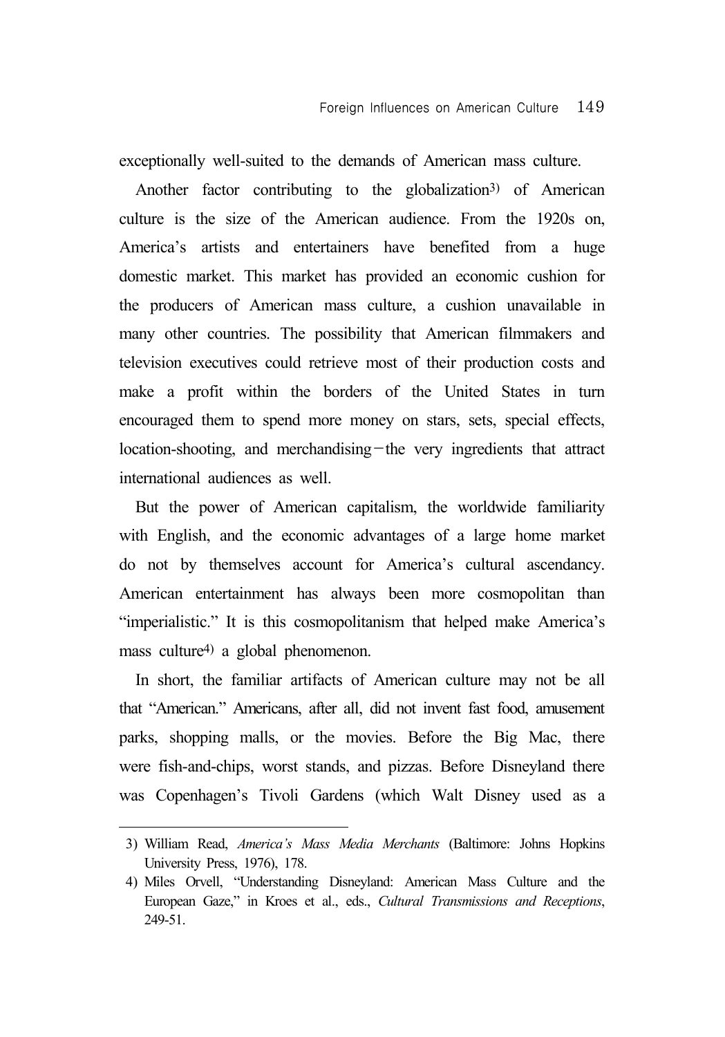exceptionally well-suited to the demands of American mass culture.

Another factor contributing to the globalization[3] of American culture is the size of the American audience. From the 1920s on, America's artists and entertainers have benefited from a huge domestic market. This market has provided an economic cushion for the producers of American mass culture, a cushion unavailable in many other countries. The possibility that American filmmakers and television executives could retrieve most of their production costs and make a profit within the borders of the United States in turn encouraged them to spend more money on stars, sets, special effects, location-shooting, and merchandising−the very ingredients that attract international audiences as well.

But the power of American capitalism, the worldwide familiarity with English, and the economic advantages of a large home market do not by themselves account for America's cultural ascendancy. American entertainment has always been more cosmopolitan than "imperialistic." It is this cosmopolitanism that helped make America's mass culture[4] a global phenomenon.

In short, the familiar artifacts of American culture may not be all that "American." Americans, after all, did not invent fast food, amusement parks, shopping malls, or the movies. Before the Big Mac, there were fish-and-chips, worst stands, and pizzas. Before Disneyland there was Copenhagen's Tivoli Gardens (which Walt Disney used as a

---

3) William Read, *America's Mass Media Merchants* (Baltimore: Johns Hopkins University Press, 1976), 178.

4) Miles Orvell, "Understanding Disneyland: American Mass Culture and the European Gaze," in Kroes et al., eds., *Cultural Transmissions and Receptions*, 249-51.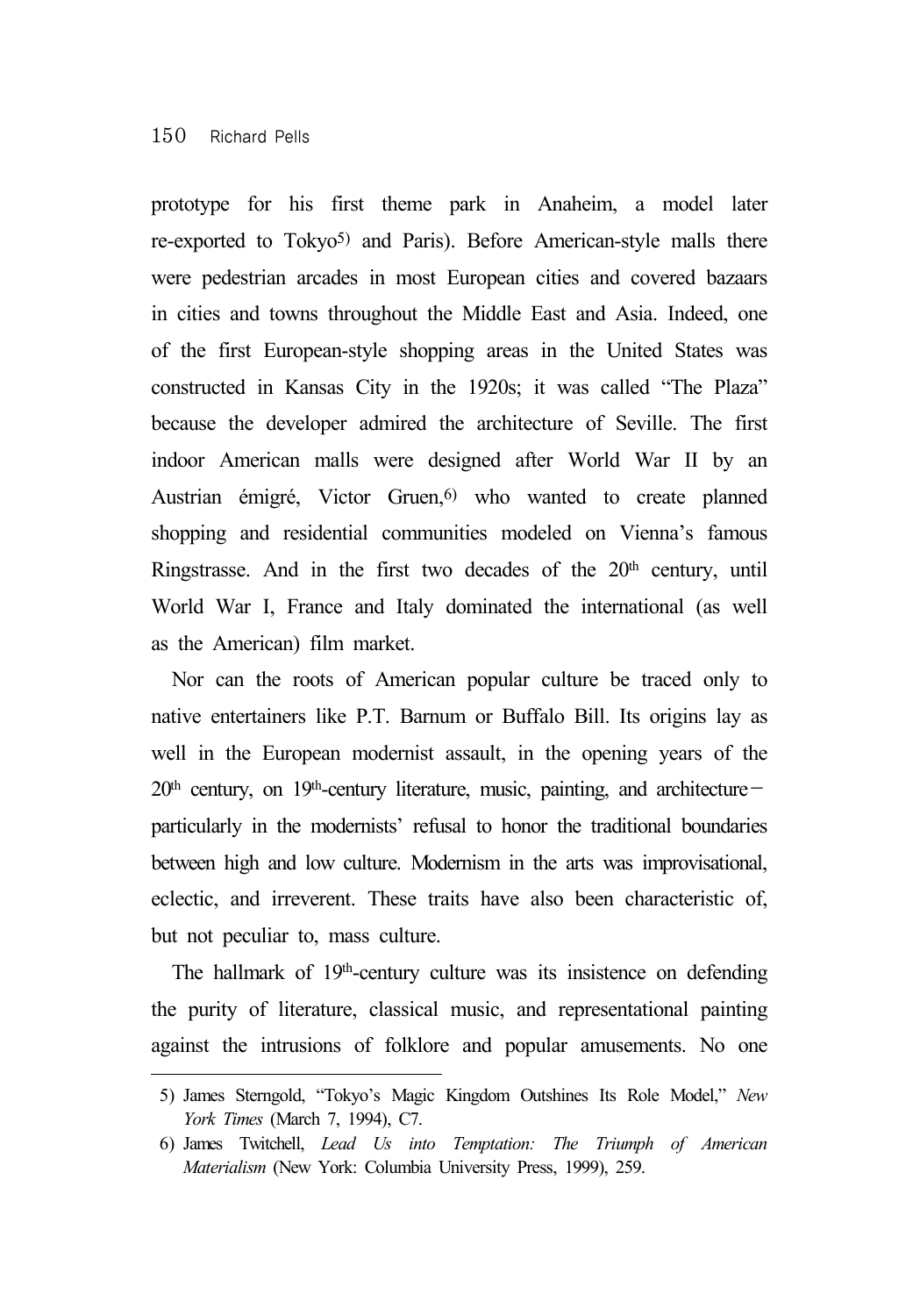prototype for his first theme park in Anaheim, a model later re-exported to Tokyo[5] and Paris). Before American-style malls there were pedestrian arcades in most European cities and covered bazaars in cities and towns throughout the Middle East and Asia. Indeed, one of the first European-style shopping areas in the United States was constructed in Kansas City in the 1920s; it was called "The Plaza" because the developer admired the architecture of Seville. The first indoor American malls were designed after World War II by an Austrian émigré, Victor Gruen,[6] who wanted to create planned shopping and residential communities modeled on Vienna's famous Ringstrasse. And in the first two decades of the 20th century, until World War I, France and Italy dominated the international (as well as the American) film market.

Nor can the roots of American popular culture be traced only to native entertainers like P.T. Barnum or Buffalo Bill. Its origins lay as well in the European modernist assault, in the opening years of the 20th century, on 19th-century literature, music, painting, and architecture — particularly in the modernists' refusal to honor the traditional boundaries between high and low culture. Modernism in the arts was improvisational, eclectic, and irreverent. These traits have also been characteristic of, but not peculiar to, mass culture.

The hallmark of 19th-century culture was its insistence on defending the purity of literature, classical music, and representational painting against the intrusions of folklore and popular amusements. No one

---

5) James Sterngold, "Tokyo's Magic Kingdom Outshines Its Role Model," *New York Times* (March 7, 1994), C7.

6) James Twitchell, *Lead Us into Temptation: The Triumph of American Materialism* (New York: Columbia University Press, 1999), 259.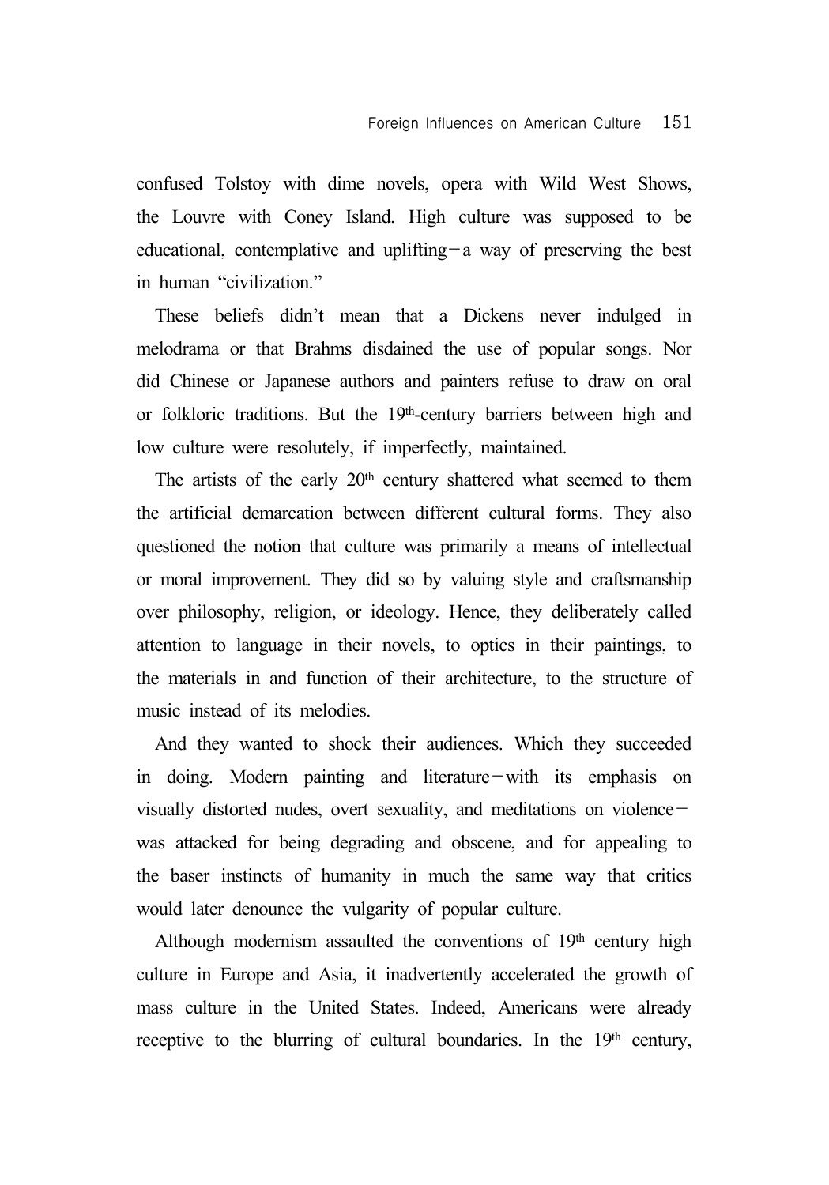confused Tolstoy with dime novels, opera with Wild West Shows, the Louvre with Coney Island. High culture was supposed to be educational, contemplative and uplifting—a way of preserving the best in human "civilization."

These beliefs didn't mean that a Dickens never indulged in melodrama or that Brahms disdained the use of popular songs. Nor did Chinese or Japanese authors and painters refuse to draw on oral or folkloric traditions. But the 19th-century barriers between high and low culture were resolutely, if imperfectly, maintained.

The artists of the early 20th century shattered what seemed to them the artificial demarcation between different cultural forms. They also questioned the notion that culture was primarily a means of intellectual or moral improvement. They did so by valuing style and craftsmanship over philosophy, religion, or ideology. Hence, they deliberately called attention to language in their novels, to optics in their paintings, to the materials in and function of their architecture, to the structure of music instead of its melodies.

And they wanted to shock their audiences. Which they succeeded in doing. Modern painting and literature—with its emphasis on visually distorted nudes, overt sexuality, and meditations on violence—was attacked for being degrading and obscene, and for appealing to the baser instincts of humanity in much the same way that critics would later denounce the vulgarity of popular culture.

Although modernism assaulted the conventions of 19th century high culture in Europe and Asia, it inadvertently accelerated the growth of mass culture in the United States. Indeed, Americans were already receptive to the blurring of cultural boundaries. In the 19th century,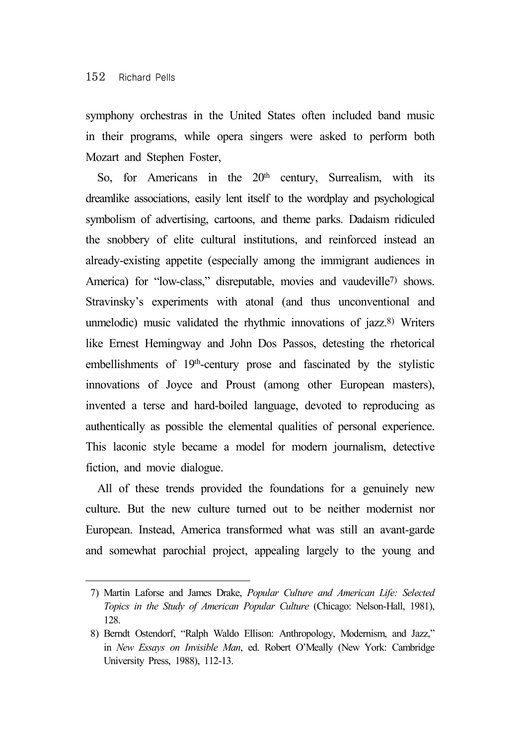symphony orchestras in the United States often included band music in their programs, while opera singers were asked to perform both Mozart and Stephen Foster,

So, for Americans in the 20th century, Surrealism, with its dreamlike associations, easily lent itself to the wordplay and psychological symbolism of advertising, cartoons, and theme parks. Dadaism ridiculed the snobbery of elite cultural institutions, and reinforced instead an already-existing appetite (especially among the immigrant audiences in America) for "low-class," disreputable, movies and vaudeville[7] shows. Stravinsky's experiments with atonal (and thus unconventional and unmelodic) music validated the rhythmic innovations of jazz.[8] Writers like Ernest Hemingway and John Dos Passos, detesting the rhetorical embellishments of 19th-century prose and fascinated by the stylistic innovations of Joyce and Proust (among other European masters), invented a terse and hard-boiled language, devoted to reproducing as authentically as possible the elemental qualities of personal experience. This laconic style became a model for modern journalism, detective fiction, and movie dialogue.

All of these trends provided the foundations for a genuinely new culture. But the new culture turned out to be neither modernist nor European. Instead, America transformed what was still an avant-garde and somewhat parochial project, appealing largely to the young and

---

7) Martin Laforse and James Drake, *Popular Culture and American Life: Selected Topics in the Study of American Popular Culture* (Chicago: Nelson-Hall, 1981), 128.

8) Berndt Ostendorf, "Ralph Waldo Ellison: Anthropology, Modernism, and Jazz," in *New Essays on Invisible Man*, ed. Robert O'Meally (New York: Cambridge University Press, 1988), 112-13.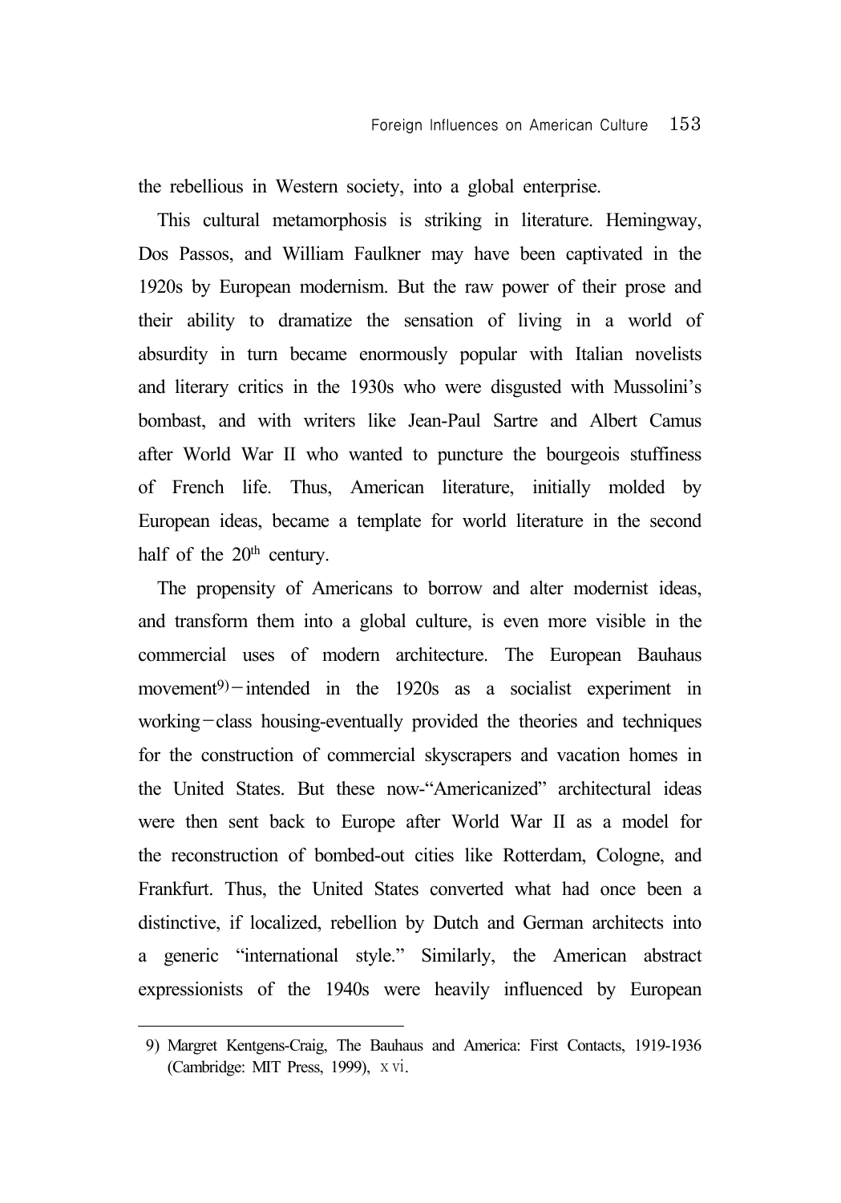the rebellious in Western society, into a global enterprise.

This cultural metamorphosis is striking in literature. Hemingway, Dos Passos, and William Faulkner may have been captivated in the 1920s by European modernism. But the raw power of their prose and their ability to dramatize the sensation of living in a world of absurdity in turn became enormously popular with Italian novelists and literary critics in the 1930s who were disgusted with Mussolini's bombast, and with writers like Jean-Paul Sartre and Albert Camus after World War II who wanted to puncture the bourgeois stuffiness of French life. Thus, American literature, initially molded by European ideas, became a template for world literature in the second half of the 20th century.

The propensity of Americans to borrow and alter modernist ideas, and transform them into a global culture, is even more visible in the commercial uses of modern architecture. The European Bauhaus movement[9]－intended in the 1920s as a socialist experiment in working－class housing-eventually provided the theories and techniques for the construction of commercial skyscrapers and vacation homes in the United States. But these now-"Americanized" architectural ideas were then sent back to Europe after World War II as a model for the reconstruction of bombed-out cities like Rotterdam, Cologne, and Frankfurt. Thus, the United States converted what had once been a distinctive, if localized, rebellion by Dutch and German architects into a generic "international style." Similarly, the American abstract expressionists of the 1940s were heavily influenced by European

---

9) Margret Kentgens-Craig, The Bauhaus and America: First Contacts, 1919-1936 (Cambridge: MIT Press, 1999), xvi.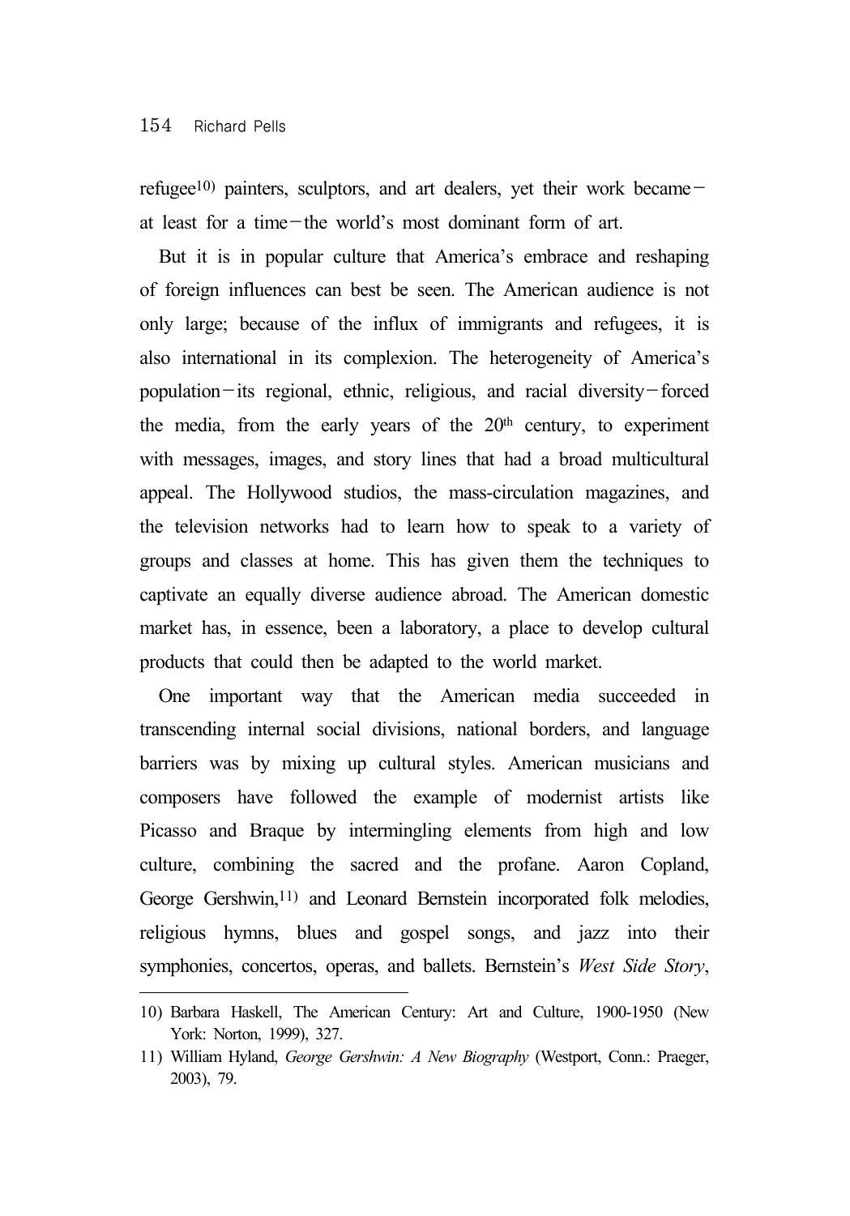refugee[10] painters, sculptors, and art dealers, yet their work became—at least for a time—the world's most dominant form of art.

But it is in popular culture that America's embrace and reshaping of foreign influences can best be seen. The American audience is not only large; because of the influx of immigrants and refugees, it is also international in its complexion. The heterogeneity of America's population—its regional, ethnic, religious, and racial diversity—forced the media, from the early years of the 20th century, to experiment with messages, images, and story lines that had a broad multicultural appeal. The Hollywood studios, the mass-circulation magazines, and the television networks had to learn how to speak to a variety of groups and classes at home. This has given them the techniques to captivate an equally diverse audience abroad. The American domestic market has, in essence, been a laboratory, a place to develop cultural products that could then be adapted to the world market.

One important way that the American media succeeded in transcending internal social divisions, national borders, and language barriers was by mixing up cultural styles. American musicians and composers have followed the example of modernist artists like Picasso and Braque by intermingling elements from high and low culture, combining the sacred and the profane. Aaron Copland, George Gershwin,[11] and Leonard Bernstein incorporated folk melodies, religious hymns, blues and gospel songs, and jazz into their symphonies, concertos, operas, and ballets. Bernstein's *West Side Story*,

---

10) Barbara Haskell, The American Century: Art and Culture, 1900-1950 (New York: Norton, 1999), 327.

11) William Hyland, *George Gershwin: A New Biography* (Westport, Conn.: Praeger, 2003), 79.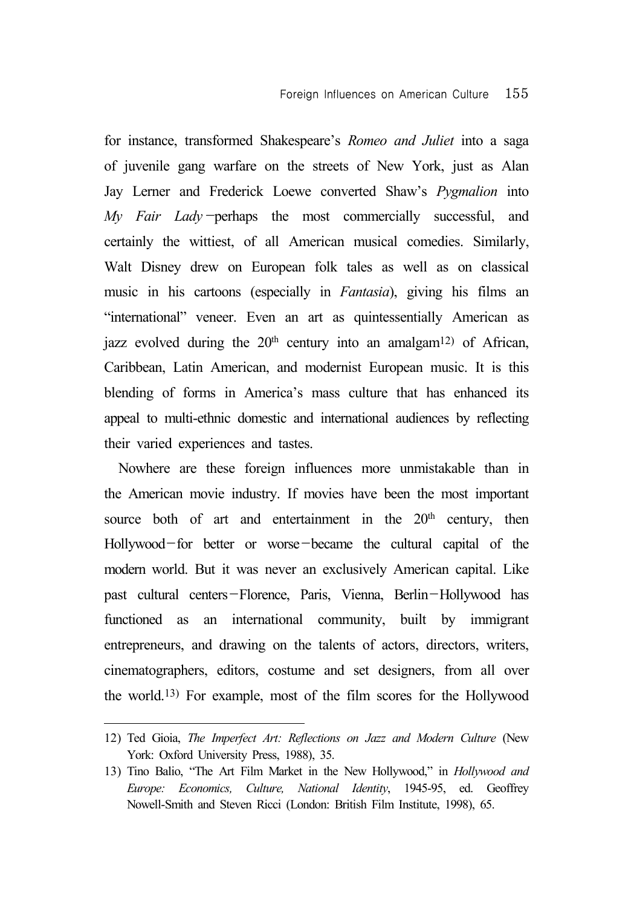for instance, transformed Shakespeare's *Romeo and Juliet* into a saga of juvenile gang warfare on the streets of New York, just as Alan Jay Lerner and Frederick Loewe converted Shaw's *Pygmalion* into *My Fair Lady*—perhaps the most commercially successful, and certainly the wittiest, of all American musical comedies. Similarly, Walt Disney drew on European folk tales as well as on classical music in his cartoons (especially in *Fantasia*), giving his films an "international" veneer. Even an art as quintessentially American as jazz evolved during the 20th century into an amalgam[12] of African, Caribbean, Latin American, and modernist European music. It is this blending of forms in America's mass culture that has enhanced its appeal to multi-ethnic domestic and international audiences by reflecting their varied experiences and tastes.

Nowhere are these foreign influences more unmistakable than in the American movie industry. If movies have been the most important source both of art and entertainment in the 20th century, then Hollywood—for better or worse—became the cultural capital of the modern world. But it was never an exclusively American capital. Like past cultural centers—Florence, Paris, Vienna, Berlin—Hollywood has functioned as an international community, built by immigrant entrepreneurs, and drawing on the talents of actors, directors, writers, cinematographers, editors, costume and set designers, from all over the world.[13] For example, most of the film scores for the Hollywood

---

12) Ted Gioia, *The Imperfect Art: Reflections on Jazz and Modern Culture* (New York: Oxford University Press, 1988), 35.

13) Tino Balio, "The Art Film Market in the New Hollywood," in *Hollywood and Europe: Economics, Culture, National Identity*, 1945-95, ed. Geoffrey Nowell-Smith and Steven Ricci (London: British Film Institute, 1998), 65.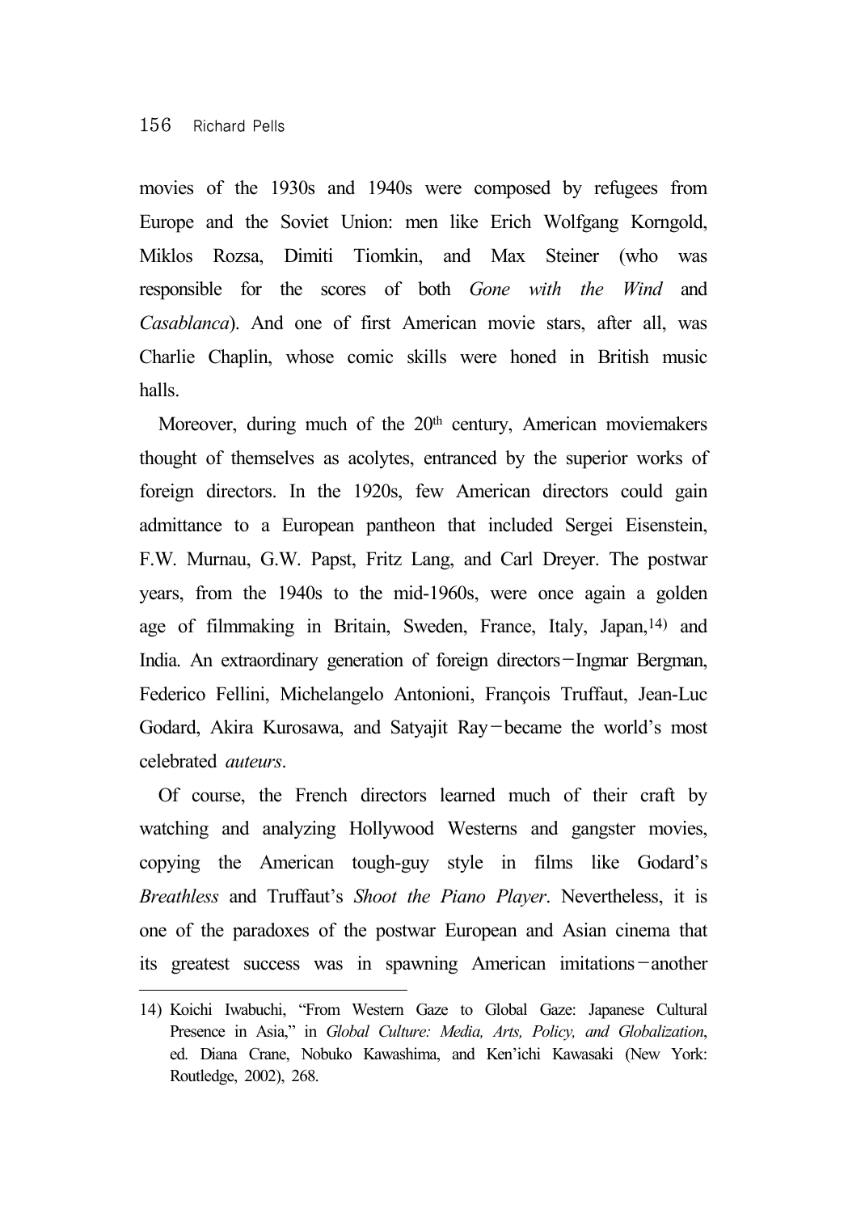movies of the 1930s and 1940s were composed by refugees from Europe and the Soviet Union: men like Erich Wolfgang Korngold, Miklos Rozsa, Dimiti Tiomkin, and Max Steiner (who was responsible for the scores of both *Gone with the Wind* and *Casablanca*). And one of first American movie stars, after all, was Charlie Chaplin, whose comic skills were honed in British music halls.

Moreover, during much of the 20th century, American moviemakers thought of themselves as acolytes, entranced by the superior works of foreign directors. In the 1920s, few American directors could gain admittance to a European pantheon that included Sergei Eisenstein, F.W. Murnau, G.W. Papst, Fritz Lang, and Carl Dreyer. The postwar years, from the 1940s to the mid-1960s, were once again a golden age of filmmaking in Britain, Sweden, France, Italy, Japan,[14] and India. An extraordinary generation of foreign directors−Ingmar Bergman, Federico Fellini, Michelangelo Antonioni, François Truffaut, Jean-Luc Godard, Akira Kurosawa, and Satyajit Ray−became the world's most celebrated *auteurs*.

Of course, the French directors learned much of their craft by watching and analyzing Hollywood Westerns and gangster movies, copying the American tough-guy style in films like Godard's *Breathless* and Truffaut's *Shoot the Piano Player*. Nevertheless, it is one of the paradoxes of the postwar European and Asian cinema that its greatest success was in spawning American imitations−another

---

14) Koichi Iwabuchi, "From Western Gaze to Global Gaze: Japanese Cultural Presence in Asia," in *Global Culture: Media, Arts, Policy, and Globalization*, ed. Diana Crane, Nobuko Kawashima, and Ken'ichi Kawasaki (New York: Routledge, 2002), 268.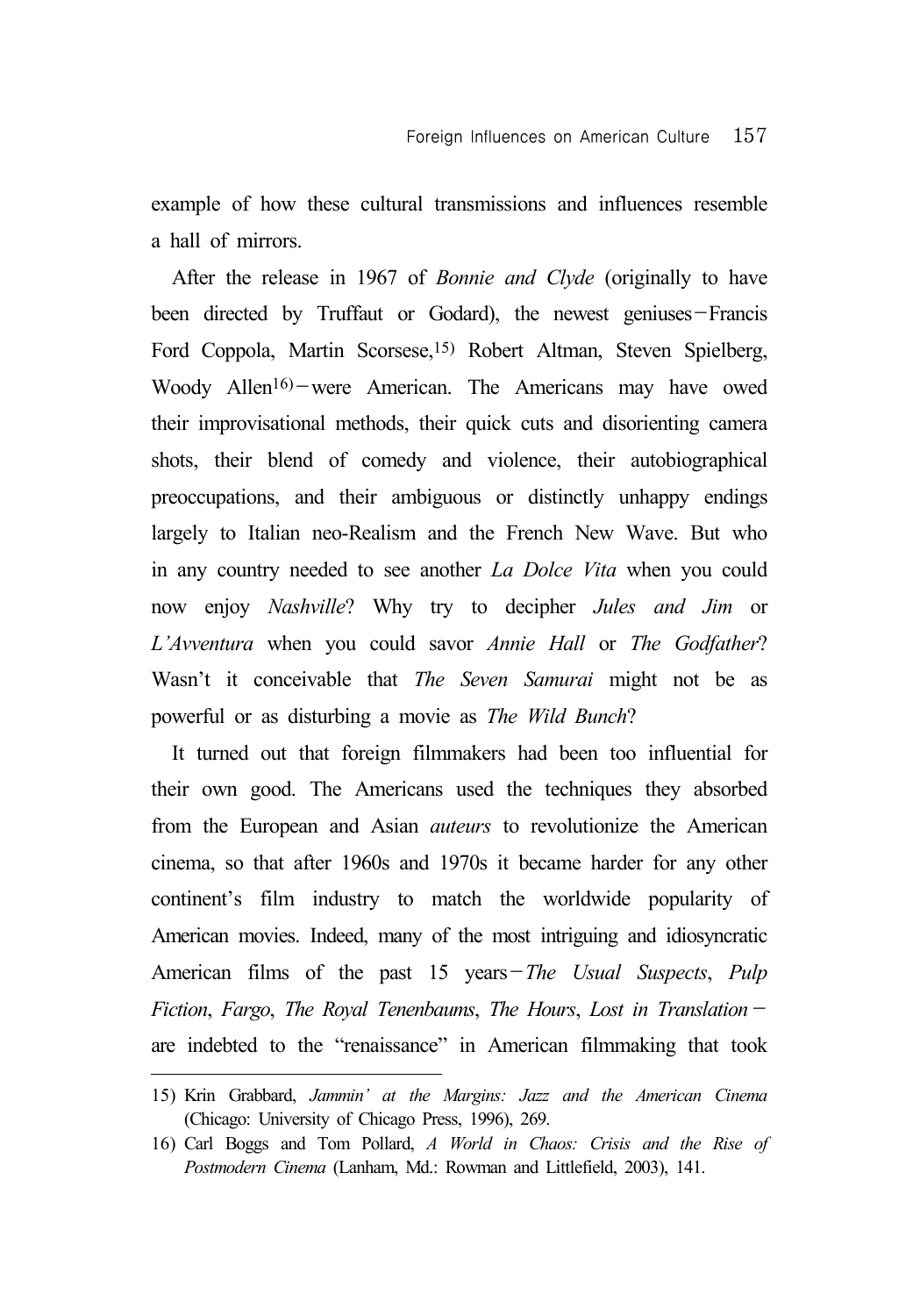example of how these cultural transmissions and influences resemble a hall of mirrors.

After the release in 1967 of *Bonnie and Clyde* (originally to have been directed by Truffaut or Godard), the newest geniuses—Francis Ford Coppola, Martin Scorsese,[15] Robert Altman, Steven Spielberg, Woody Allen[16]—were American. The Americans may have owed their improvisational methods, their quick cuts and disorienting camera shots, their blend of comedy and violence, their autobiographical preoccupations, and their ambiguous or distinctly unhappy endings largely to Italian neo-Realism and the French New Wave. But who in any country needed to see another *La Dolce Vita* when you could now enjoy *Nashville*? Why try to decipher *Jules and Jim* or *L'Avventura* when you could savor *Annie Hall* or *The Godfather*? Wasn't it conceivable that *The Seven Samurai* might not be as powerful or as disturbing a movie as *The Wild Bunch*?

It turned out that foreign filmmakers had been too influential for their own good. The Americans used the techniques they absorbed from the European and Asian *auteurs* to revolutionize the American cinema, so that after 1960s and 1970s it became harder for any other continent's film industry to match the worldwide popularity of American movies. Indeed, many of the most intriguing and idiosyncratic American films of the past 15 years—*The Usual Suspects*, *Pulp Fiction*, *Fargo*, *The Royal Tenenbaums*, *The Hours*, *Lost in Translation*—are indebted to the "renaissance" in American filmmaking that took

---

15) Krin Grabbard, *Jammin' at the Margins: Jazz and the American Cinema* (Chicago: University of Chicago Press, 1996), 269.

16) Carl Boggs and Tom Pollard, *A World in Chaos: Crisis and the Rise of Postmodern Cinema* (Lanham, Md.: Rowman and Littlefield, 2003), 141.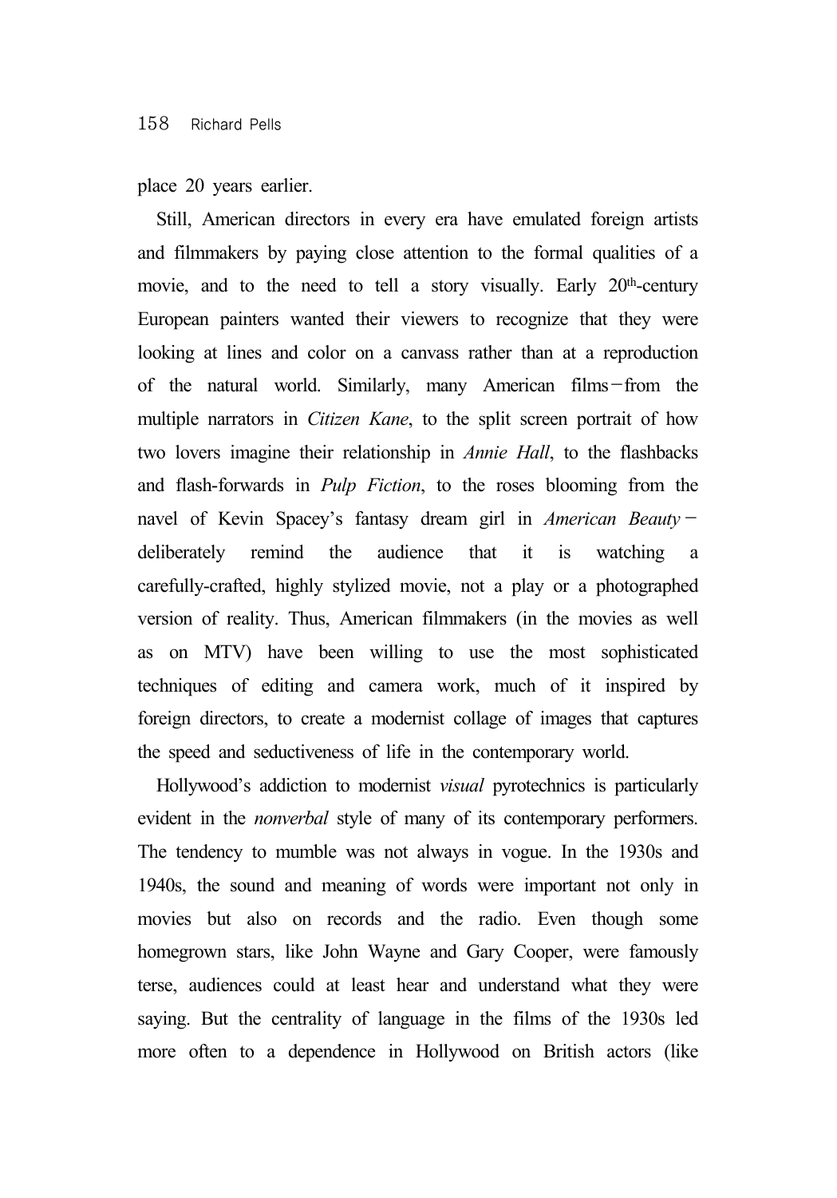place 20 years earlier.

Still, American directors in every era have emulated foreign artists and filmmakers by paying close attention to the formal qualities of a movie, and to the need to tell a story visually. Early 20th-century European painters wanted their viewers to recognize that they were looking at lines and color on a canvass rather than at a reproduction of the natural world. Similarly, many American films—from the multiple narrators in *Citizen Kane*, to the split screen portrait of how two lovers imagine their relationship in *Annie Hall*, to the flashbacks and flash-forwards in *Pulp Fiction*, to the roses blooming from the navel of Kevin Spacey's fantasy dream girl in *American Beauty*—deliberately remind the audience that it is watching a carefully-crafted, highly stylized movie, not a play or a photographed version of reality. Thus, American filmmakers (in the movies as well as on MTV) have been willing to use the most sophisticated techniques of editing and camera work, much of it inspired by foreign directors, to create a modernist collage of images that captures the speed and seductiveness of life in the contemporary world.

Hollywood's addiction to modernist *visual* pyrotechnics is particularly evident in the *nonverbal* style of many of its contemporary performers. The tendency to mumble was not always in vogue. In the 1930s and 1940s, the sound and meaning of words were important not only in movies but also on records and the radio. Even though some homegrown stars, like John Wayne and Gary Cooper, were famously terse, audiences could at least hear and understand what they were saying. But the centrality of language in the films of the 1930s led more often to a dependence in Hollywood on British actors (like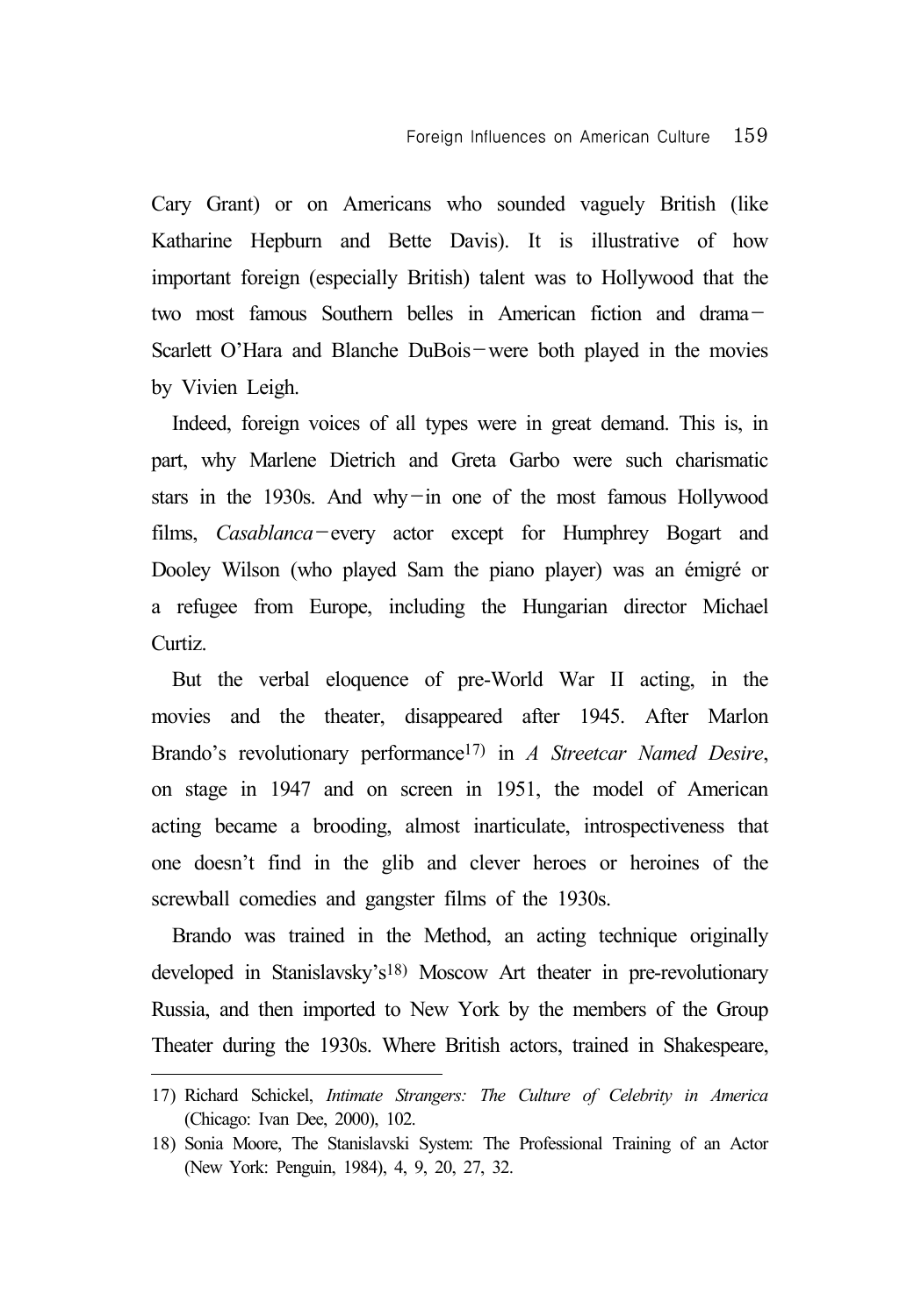Cary Grant) or on Americans who sounded vaguely British (like Katharine Hepburn and Bette Davis). It is illustrative of how important foreign (especially British) talent was to Hollywood that the two most famous Southern belles in American fiction and drama－Scarlett O'Hara and Blanche DuBois－were both played in the movies by Vivien Leigh.

Indeed, foreign voices of all types were in great demand. This is, in part, why Marlene Dietrich and Greta Garbo were such charismatic stars in the 1930s. And why－in one of the most famous Hollywood films, *Casablanca*－every actor except for Humphrey Bogart and Dooley Wilson (who played Sam the piano player) was an émigré or a refugee from Europe, including the Hungarian director Michael Curtiz.

But the verbal eloquence of pre-World War II acting, in the movies and the theater, disappeared after 1945. After Marlon Brando's revolutionary performance[17] in *A Streetcar Named Desire*, on stage in 1947 and on screen in 1951, the model of American acting became a brooding, almost inarticulate, introspectiveness that one doesn't find in the glib and clever heroes or heroines of the screwball comedies and gangster films of the 1930s.

Brando was trained in the Method, an acting technique originally developed in Stanislavsky's[18] Moscow Art theater in pre-revolutionary Russia, and then imported to New York by the members of the Group Theater during the 1930s. Where British actors, trained in Shakespeare,

---

17) Richard Schickel, *Intimate Strangers: The Culture of Celebrity in America* (Chicago: Ivan Dee, 2000), 102.

18) Sonia Moore, The Stanislavski System: The Professional Training of an Actor (New York: Penguin, 1984), 4, 9, 20, 27, 32.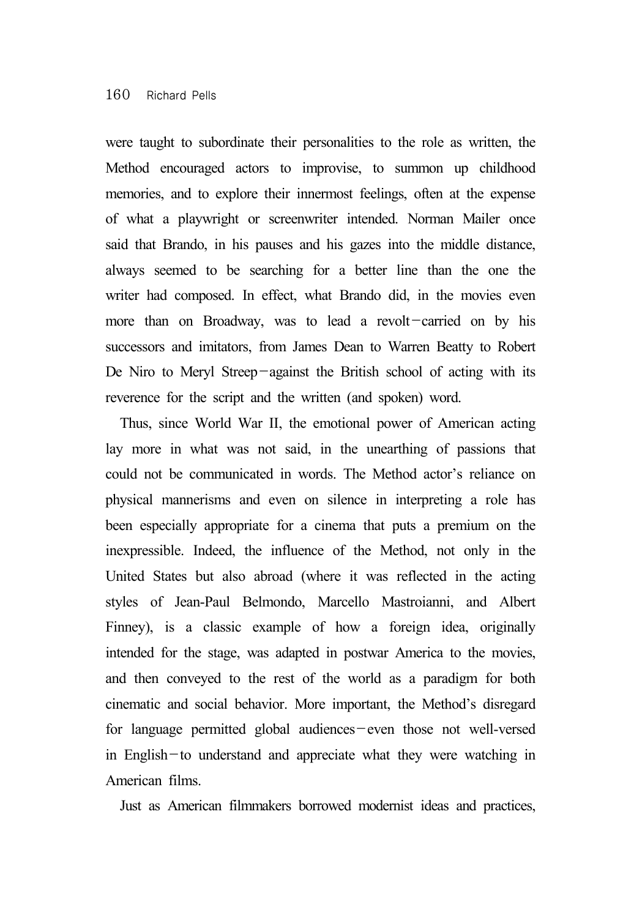were taught to subordinate their personalities to the role as written, the Method encouraged actors to improvise, to summon up childhood memories, and to explore their innermost feelings, often at the expense of what a playwright or screenwriter intended. Norman Mailer once said that Brando, in his pauses and his gazes into the middle distance, always seemed to be searching for a better line than the one the writer had composed. In effect, what Brando did, in the movies even more than on Broadway, was to lead a revolt—carried on by his successors and imitators, from James Dean to Warren Beatty to Robert De Niro to Meryl Streep—against the British school of acting with its reverence for the script and the written (and spoken) word.

Thus, since World War II, the emotional power of American acting lay more in what was not said, in the unearthing of passions that could not be communicated in words. The Method actor's reliance on physical mannerisms and even on silence in interpreting a role has been especially appropriate for a cinema that puts a premium on the inexpressible. Indeed, the influence of the Method, not only in the United States but also abroad (where it was reflected in the acting styles of Jean-Paul Belmondo, Marcello Mastroianni, and Albert Finney), is a classic example of how a foreign idea, originally intended for the stage, was adapted in postwar America to the movies, and then conveyed to the rest of the world as a paradigm for both cinematic and social behavior. More important, the Method's disregard for language permitted global audiences—even those not well-versed in English—to understand and appreciate what they were watching in American films.

Just as American filmmakers borrowed modernist ideas and practices,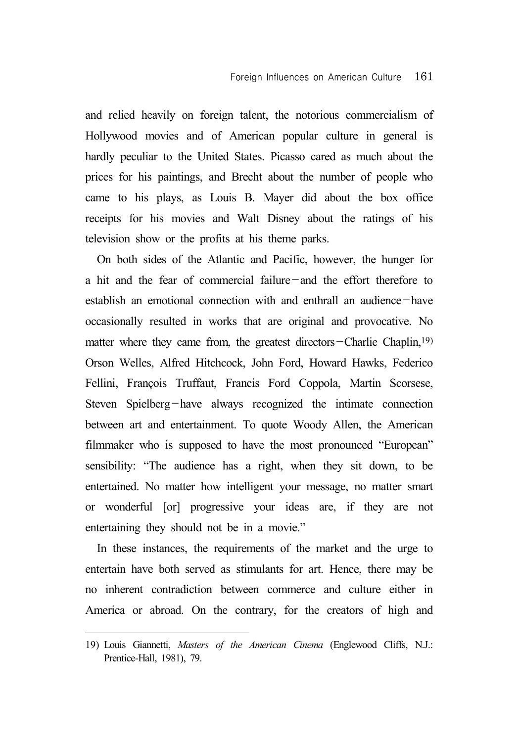and relied heavily on foreign talent, the notorious commercialism of Hollywood movies and of American popular culture in general is hardly peculiar to the United States. Picasso cared as much about the prices for his paintings, and Brecht about the number of people who came to his plays, as Louis B. Mayer did about the box office receipts for his movies and Walt Disney about the ratings of his television show or the profits at his theme parks.

On both sides of the Atlantic and Pacific, however, the hunger for a hit and the fear of commercial failure—and the effort therefore to establish an emotional connection with and enthrall an audience—have occasionally resulted in works that are original and provocative. No matter where they came from, the greatest directors—Charlie Chaplin,[19] Orson Welles, Alfred Hitchcock, John Ford, Howard Hawks, Federico Fellini, François Truffaut, Francis Ford Coppola, Martin Scorsese, Steven Spielberg—have always recognized the intimate connection between art and entertainment. To quote Woody Allen, the American filmmaker who is supposed to have the most pronounced "European" sensibility: "The audience has a right, when they sit down, to be entertained. No matter how intelligent your message, no matter smart or wonderful [or] progressive your ideas are, if they are not entertaining they should not be in a movie."

In these instances, the requirements of the market and the urge to entertain have both served as stimulants for art. Hence, there may be no inherent contradiction between commerce and culture either in America or abroad. On the contrary, for the creators of high and

---

19) Louis Giannetti, *Masters of the American Cinema* (Englewood Cliffs, N.J.: Prentice-Hall, 1981), 79.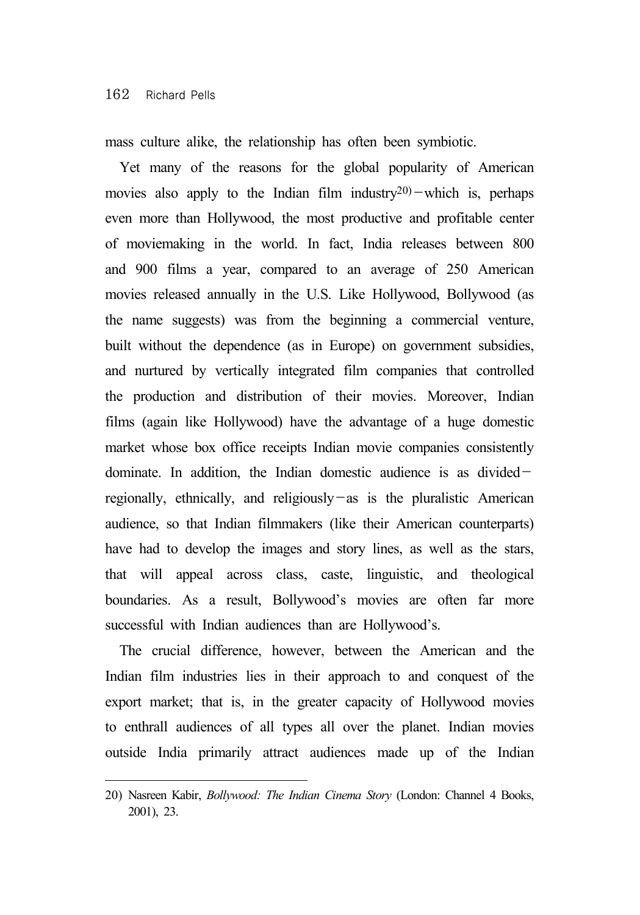mass culture alike, the relationship has often been symbiotic.

Yet many of the reasons for the global popularity of American movies also apply to the Indian film industry[20]—which is, perhaps even more than Hollywood, the most productive and profitable center of moviemaking in the world. In fact, India releases between 800 and 900 films a year, compared to an average of 250 American movies released annually in the U.S. Like Hollywood, Bollywood (as the name suggests) was from the beginning a commercial venture, built without the dependence (as in Europe) on government subsidies, and nurtured by vertically integrated film companies that controlled the production and distribution of their movies. Moreover, Indian films (again like Hollywood) have the advantage of a huge domestic market whose box office receipts Indian movie companies consistently dominate. In addition, the Indian domestic audience is as divided—regionally, ethnically, and religiously—as is the pluralistic American audience, so that Indian filmmakers (like their American counterparts) have had to develop the images and story lines, as well as the stars, that will appeal across class, caste, linguistic, and theological boundaries. As a result, Bollywood's movies are often far more successful with Indian audiences than are Hollywood's.

The crucial difference, however, between the American and the Indian film industries lies in their approach to and conquest of the export market; that is, in the greater capacity of Hollywood movies to enthrall audiences of all types all over the planet. Indian movies outside India primarily attract audiences made up of the Indian

---

20) Nasreen Kabir, *Bollywood: The Indian Cinema Story* (London: Channel 4 Books, 2001), 23.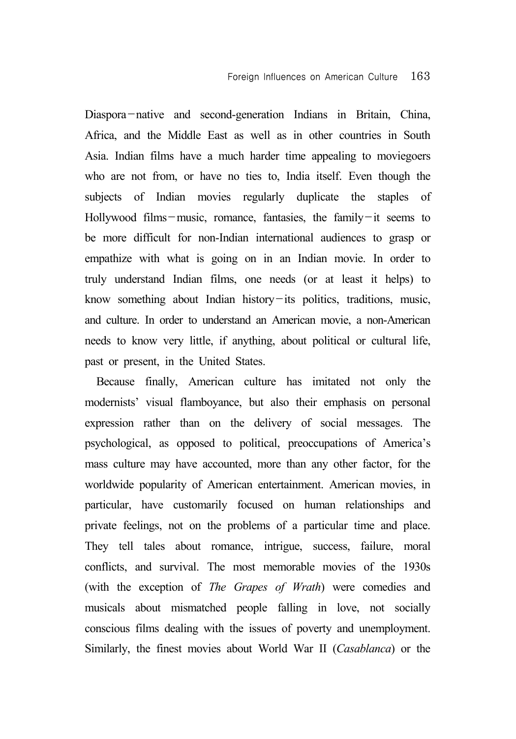Diaspora—native and second-generation Indians in Britain, China, Africa, and the Middle East as well as in other countries in South Asia. Indian films have a much harder time appealing to moviegoers who are not from, or have no ties to, India itself. Even though the subjects of Indian movies regularly duplicate the staples of Hollywood films—music, romance, fantasies, the family—it seems to be more difficult for non-Indian international audiences to grasp or empathize with what is going on in an Indian movie. In order to truly understand Indian films, one needs (or at least it helps) to know something about Indian history—its politics, traditions, music, and culture. In order to understand an American movie, a non-American needs to know very little, if anything, about political or cultural life, past or present, in the United States.

Because finally, American culture has imitated not only the modernists' visual flamboyance, but also their emphasis on personal expression rather than on the delivery of social messages. The psychological, as opposed to political, preoccupations of America's mass culture may have accounted, more than any other factor, for the worldwide popularity of American entertainment. American movies, in particular, have customarily focused on human relationships and private feelings, not on the problems of a particular time and place. They tell tales about romance, intrigue, success, failure, moral conflicts, and survival. The most memorable movies of the 1930s (with the exception of *The Grapes of Wrath*) were comedies and musicals about mismatched people falling in love, not socially conscious films dealing with the issues of poverty and unemployment. Similarly, the finest movies about World War II (*Casablanca*) or the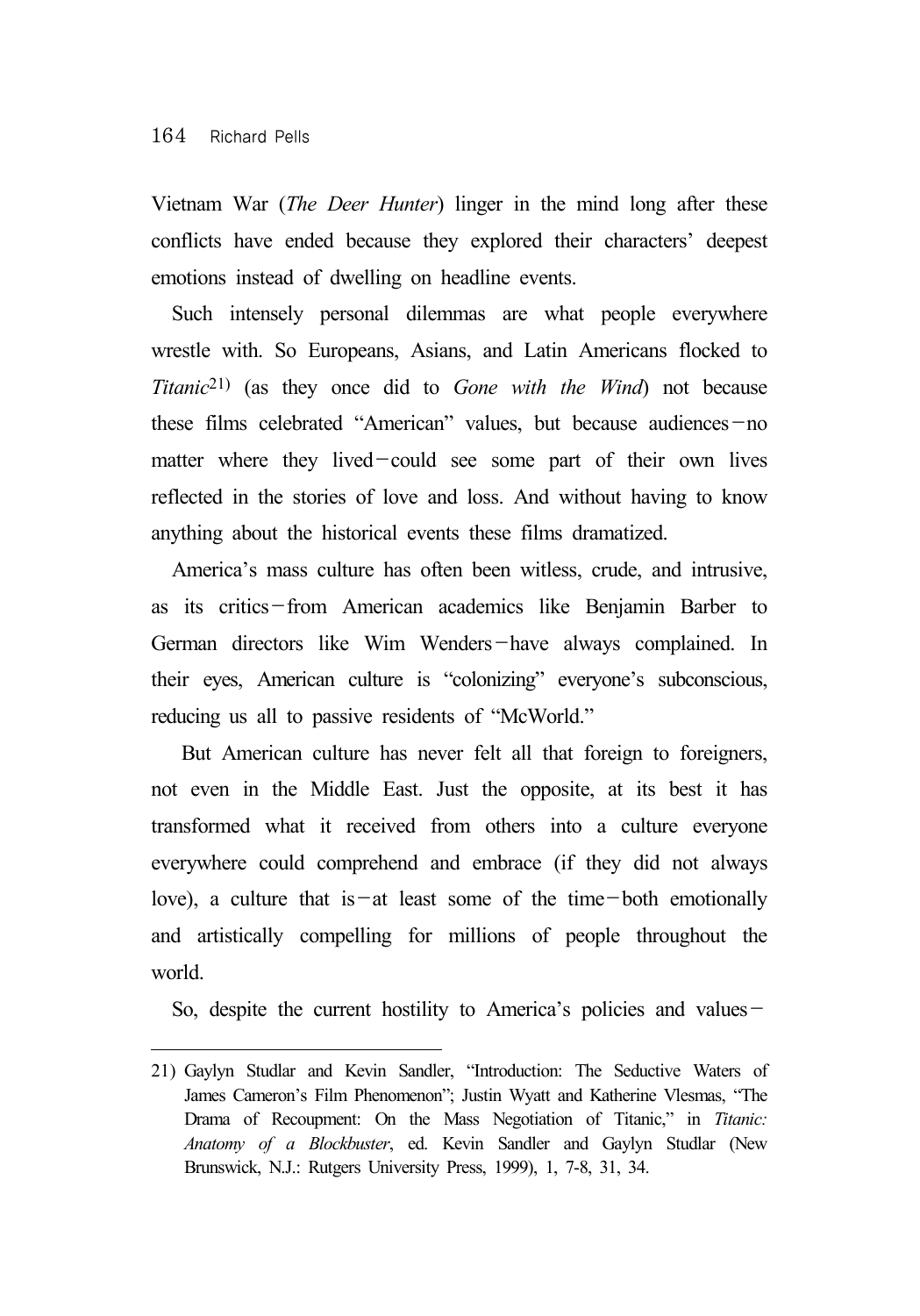Vietnam War (*The Deer Hunter*) linger in the mind long after these conflicts have ended because they explored their characters' deepest emotions instead of dwelling on headline events.

Such intensely personal dilemmas are what people everywhere wrestle with. So Europeans, Asians, and Latin Americans flocked to *Titanic*[21] (as they once did to *Gone with the Wind*) not because these films celebrated "American" values, but because audiences—no matter where they lived—could see some part of their own lives reflected in the stories of love and loss. And without having to know anything about the historical events these films dramatized.

America's mass culture has often been witless, crude, and intrusive, as its critics—from American academics like Benjamin Barber to German directors like Wim Wenders—have always complained. In their eyes, American culture is "colonizing" everyone's subconscious, reducing us all to passive residents of "McWorld."

But American culture has never felt all that foreign to foreigners, not even in the Middle East. Just the opposite, at its best it has transformed what it received from others into a culture everyone everywhere could comprehend and embrace (if they did not always love), a culture that is—at least some of the time—both emotionally and artistically compelling for millions of people throughout the world.

So, despite the current hostility to America's policies and values—

---

21) Gaylyn Studlar and Kevin Sandler, "Introduction: The Seductive Waters of James Cameron's Film Phenomenon"; Justin Wyatt and Katherine Vlesmas, "The Drama of Recoupment: On the Mass Negotiation of Titanic," in *Titanic: Anatomy of a Blockbuster*, ed. Kevin Sandler and Gaylyn Studlar (New Brunswick, N.J.: Rutgers University Press, 1999), 1, 7-8, 31, 34.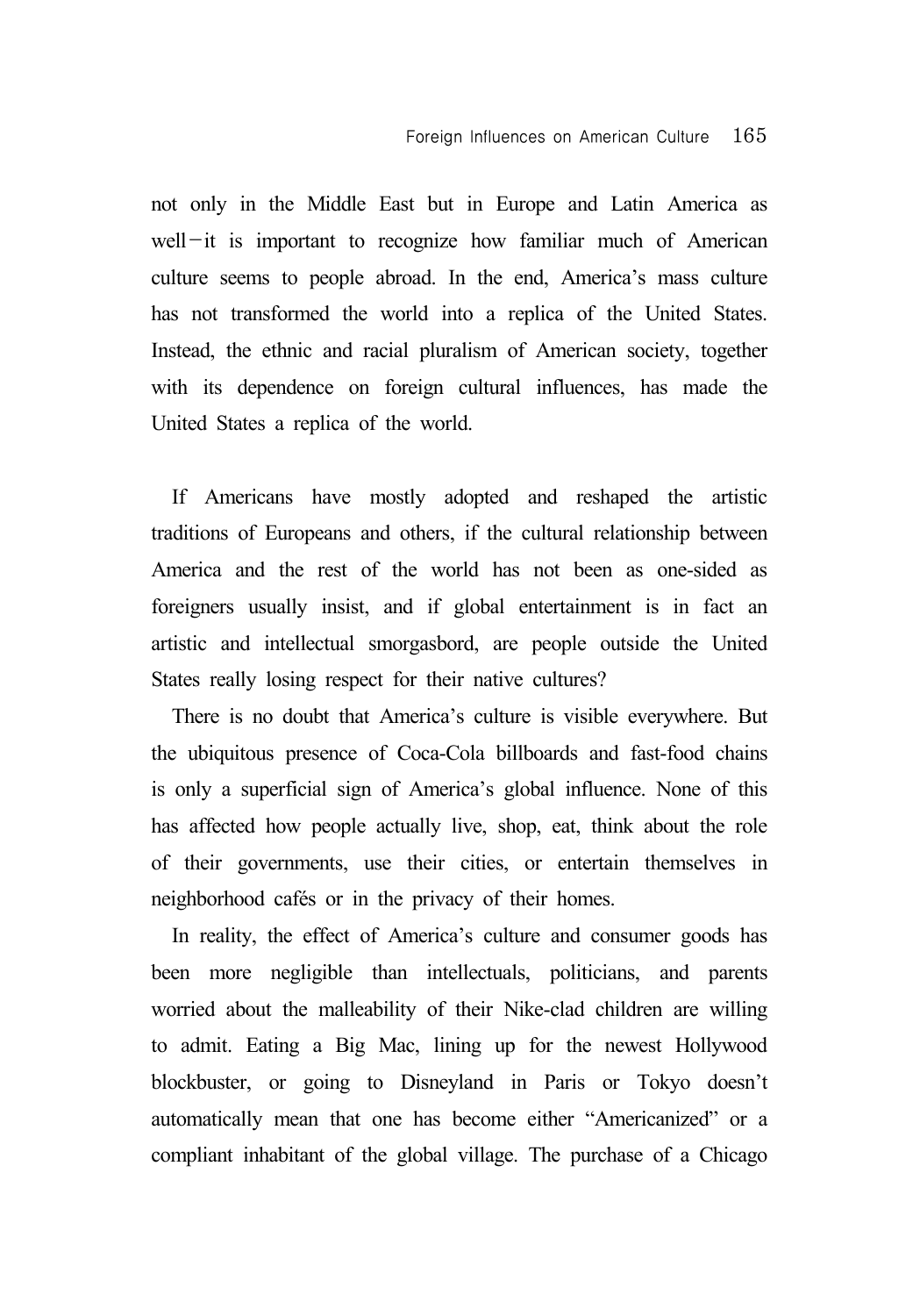not only in the Middle East but in Europe and Latin America as well—it is important to recognize how familiar much of American culture seems to people abroad. In the end, America's mass culture has not transformed the world into a replica of the United States. Instead, the ethnic and racial pluralism of American society, together with its dependence on foreign cultural influences, has made the United States a replica of the world.

If Americans have mostly adopted and reshaped the artistic traditions of Europeans and others, if the cultural relationship between America and the rest of the world has not been as one-sided as foreigners usually insist, and if global entertainment is in fact an artistic and intellectual smorgasbord, are people outside the United States really losing respect for their native cultures?

There is no doubt that America's culture is visible everywhere. But the ubiquitous presence of Coca-Cola billboards and fast-food chains is only a superficial sign of America's global influence. None of this has affected how people actually live, shop, eat, think about the role of their governments, use their cities, or entertain themselves in neighborhood cafés or in the privacy of their homes.

In reality, the effect of America's culture and consumer goods has been more negligible than intellectuals, politicians, and parents worried about the malleability of their Nike-clad children are willing to admit. Eating a Big Mac, lining up for the newest Hollywood blockbuster, or going to Disneyland in Paris or Tokyo doesn't automatically mean that one has become either "Americanized" or a compliant inhabitant of the global village. The purchase of a Chicago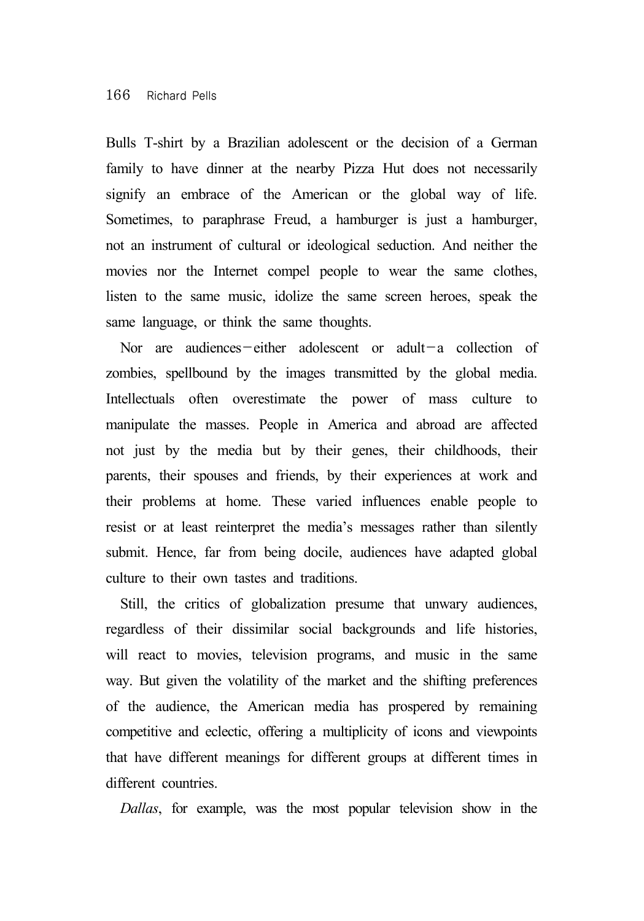Bulls T-shirt by a Brazilian adolescent or the decision of a German family to have dinner at the nearby Pizza Hut does not necessarily signify an embrace of the American or the global way of life. Sometimes, to paraphrase Freud, a hamburger is just a hamburger, not an instrument of cultural or ideological seduction. And neither the movies nor the Internet compel people to wear the same clothes, listen to the same music, idolize the same screen heroes, speak the same language, or think the same thoughts.

Nor are audiences—either adolescent or adult—a collection of zombies, spellbound by the images transmitted by the global media. Intellectuals often overestimate the power of mass culture to manipulate the masses. People in America and abroad are affected not just by the media but by their genes, their childhoods, their parents, their spouses and friends, by their experiences at work and their problems at home. These varied influences enable people to resist or at least reinterpret the media's messages rather than silently submit. Hence, far from being docile, audiences have adapted global culture to their own tastes and traditions.

Still, the critics of globalization presume that unwary audiences, regardless of their dissimilar social backgrounds and life histories, will react to movies, television programs, and music in the same way. But given the volatility of the market and the shifting preferences of the audience, the American media has prospered by remaining competitive and eclectic, offering a multiplicity of icons and viewpoints that have different meanings for different groups at different times in different countries.

*Dallas*, for example, was the most popular television show in the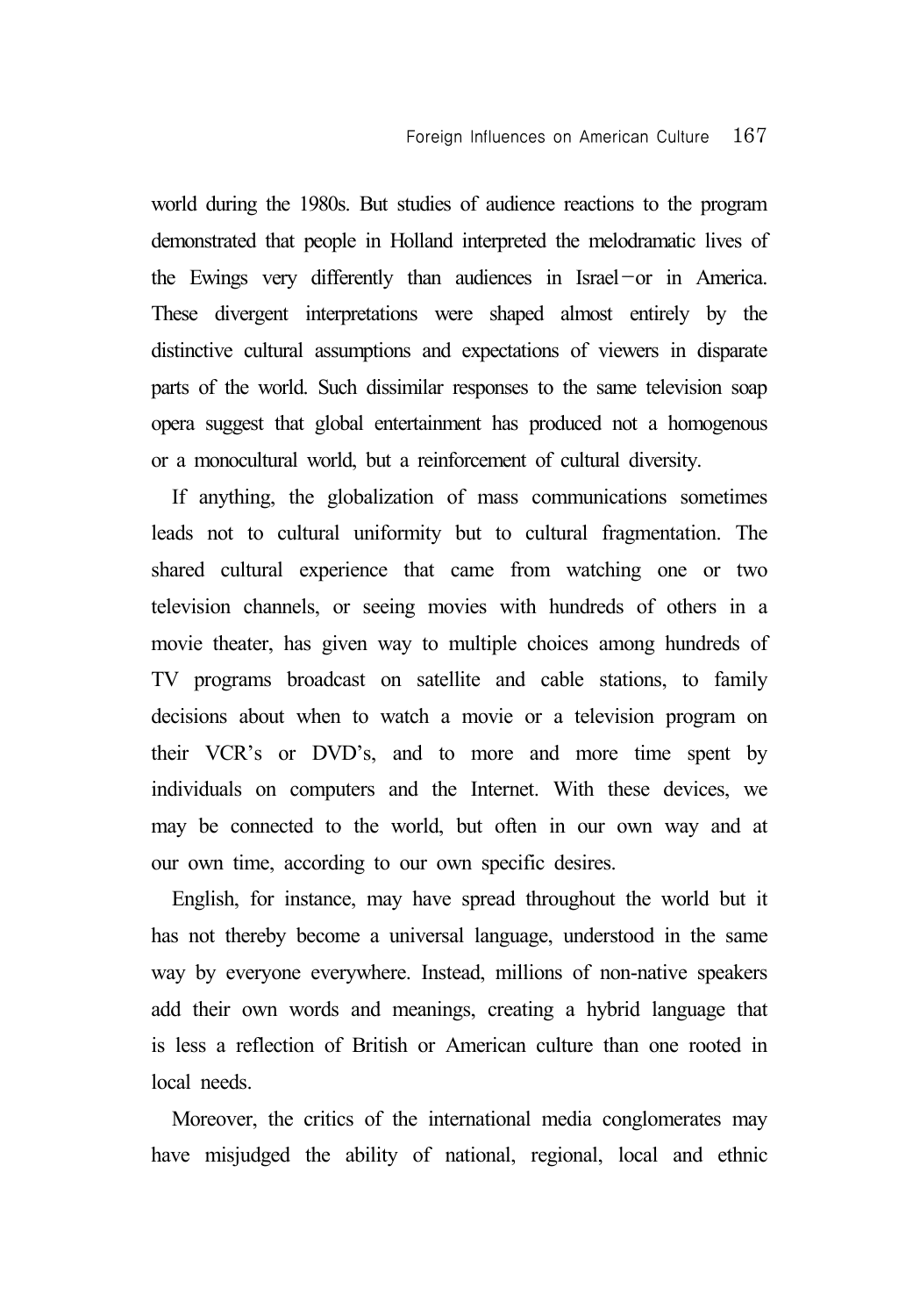world during the 1980s. But studies of audience reactions to the program demonstrated that people in Holland interpreted the melodramatic lives of the Ewings very differently than audiences in Israel—or in America. These divergent interpretations were shaped almost entirely by the distinctive cultural assumptions and expectations of viewers in disparate parts of the world. Such dissimilar responses to the same television soap opera suggest that global entertainment has produced not a homogenous or a monocultural world, but a reinforcement of cultural diversity.

If anything, the globalization of mass communications sometimes leads not to cultural uniformity but to cultural fragmentation. The shared cultural experience that came from watching one or two television channels, or seeing movies with hundreds of others in a movie theater, has given way to multiple choices among hundreds of TV programs broadcast on satellite and cable stations, to family decisions about when to watch a movie or a television program on their VCR's or DVD's, and to more and more time spent by individuals on computers and the Internet. With these devices, we may be connected to the world, but often in our own way and at our own time, according to our own specific desires.

English, for instance, may have spread throughout the world but it has not thereby become a universal language, understood in the same way by everyone everywhere. Instead, millions of non-native speakers add their own words and meanings, creating a hybrid language that is less a reflection of British or American culture than one rooted in local needs.

Moreover, the critics of the international media conglomerates may have misjudged the ability of national, regional, local and ethnic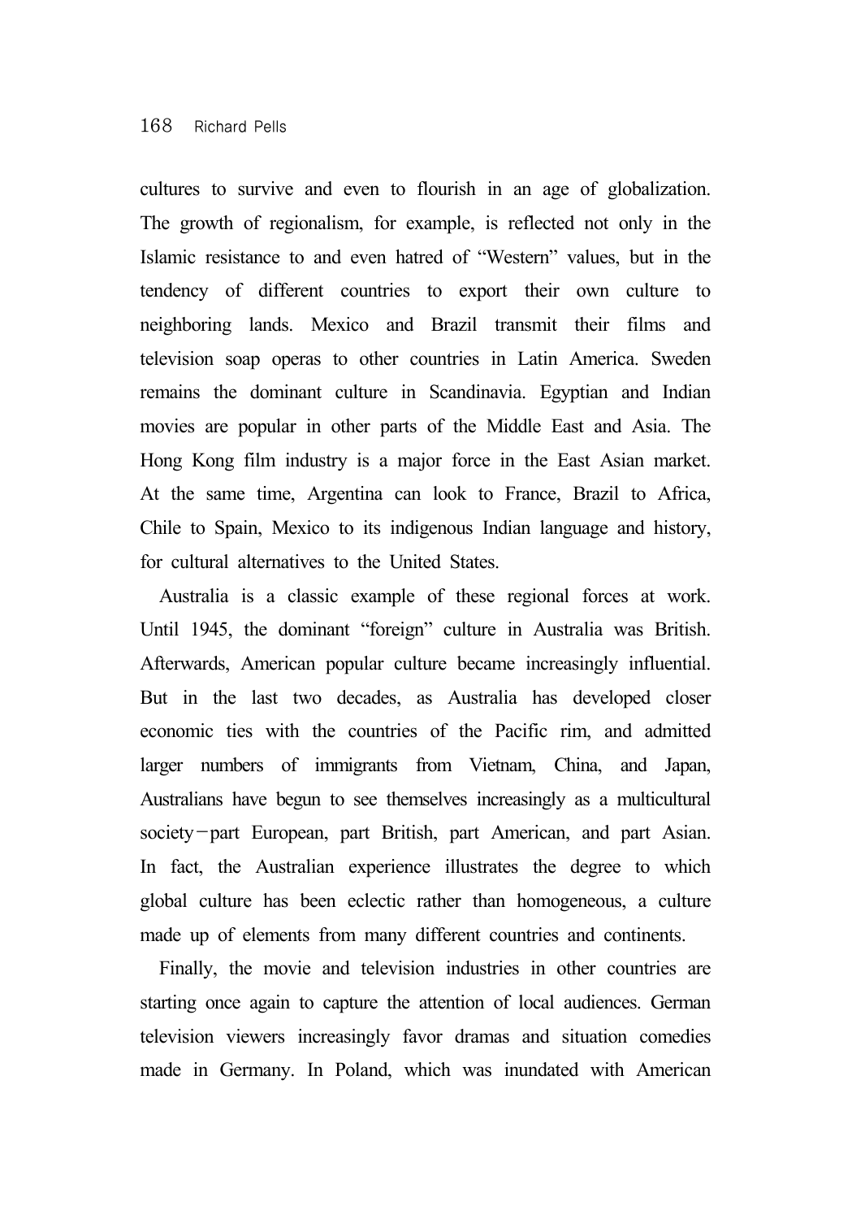cultures to survive and even to flourish in an age of globalization. The growth of regionalism, for example, is reflected not only in the Islamic resistance to and even hatred of “Western” values, but in the tendency of different countries to export their own culture to neighboring lands. Mexico and Brazil transmit their films and television soap operas to other countries in Latin America. Sweden remains the dominant culture in Scandinavia. Egyptian and Indian movies are popular in other parts of the Middle East and Asia. The Hong Kong film industry is a major force in the East Asian market. At the same time, Argentina can look to France, Brazil to Africa, Chile to Spain, Mexico to its indigenous Indian language and history, for cultural alternatives to the United States.

Australia is a classic example of these regional forces at work. Until 1945, the dominant “foreign” culture in Australia was British. Afterwards, American popular culture became increasingly influential. But in the last two decades, as Australia has developed closer economic ties with the countries of the Pacific rim, and admitted larger numbers of immigrants from Vietnam, China, and Japan, Australians have begun to see themselves increasingly as a multicultural society—part European, part British, part American, and part Asian. In fact, the Australian experience illustrates the degree to which global culture has been eclectic rather than homogeneous, a culture made up of elements from many different countries and continents.

Finally, the movie and television industries in other countries are starting once again to capture the attention of local audiences. German television viewers increasingly favor dramas and situation comedies made in Germany. In Poland, which was inundated with American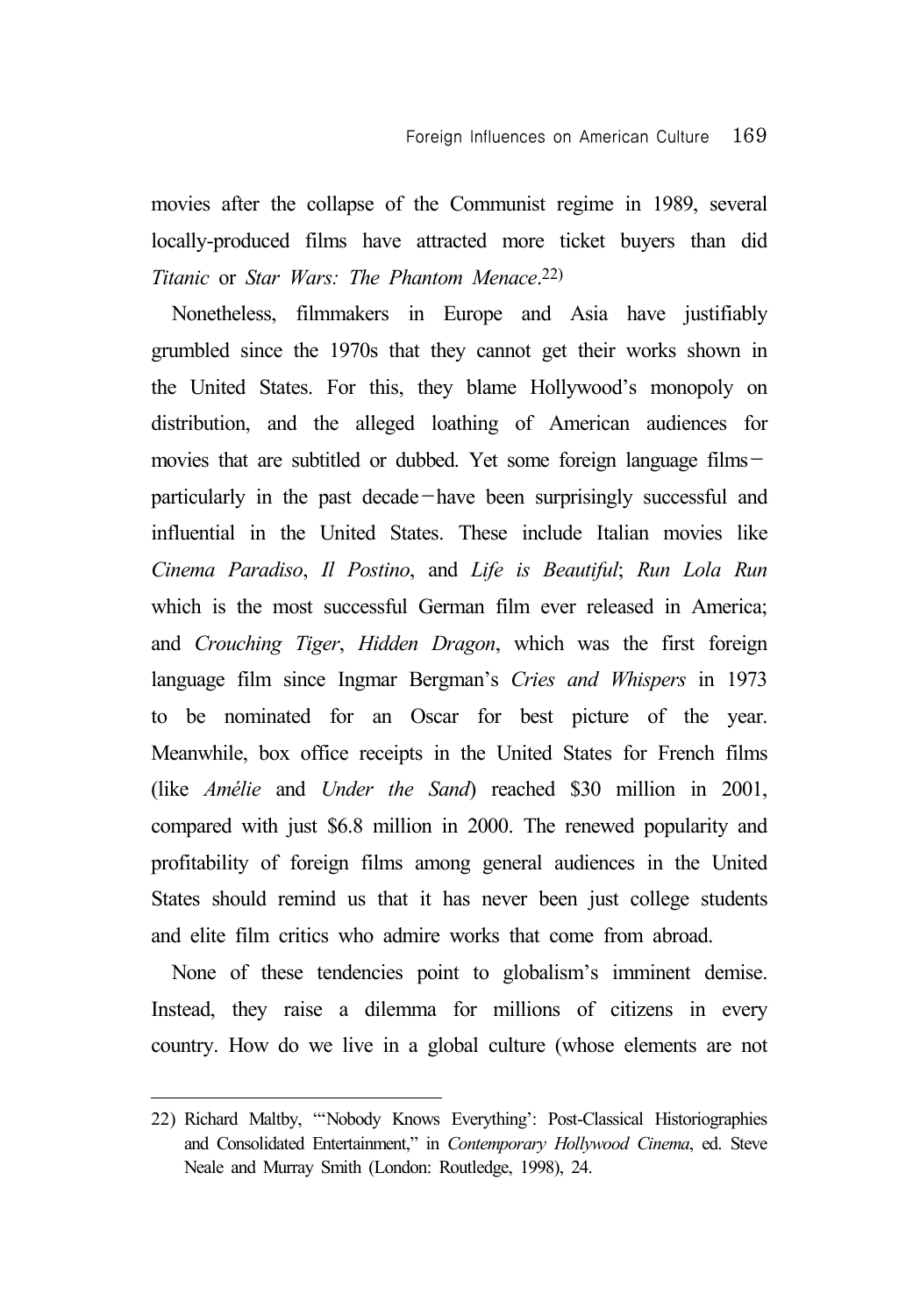movies after the collapse of the Communist regime in 1989, several locally-produced films have attracted more ticket buyers than did *Titanic* or *Star Wars: The Phantom Menace*.[22)]

Nonetheless, filmmakers in Europe and Asia have justifiably grumbled since the 1970s that they cannot get their works shown in the United States. For this, they blame Hollywood's monopoly on distribution, and the alleged loathing of American audiences for movies that are subtitled or dubbed. Yet some foreign language films—particularly in the past decade—have been surprisingly successful and influential in the United States. These include Italian movies like *Cinema Paradiso*, *Il Postino*, and *Life is Beautiful*; *Run Lola Run* which is the most successful German film ever released in America; and *Crouching Tiger*, *Hidden Dragon*, which was the first foreign language film since Ingmar Bergman's *Cries and Whispers* in 1973 to be nominated for an Oscar for best picture of the year. Meanwhile, box office receipts in the United States for French films (like *Amélie* and *Under the Sand*) reached $30 million in 2001, compared with just $6.8 million in 2000. The renewed popularity and profitability of foreign films among general audiences in the United States should remind us that it has never been just college students and elite film critics who admire works that come from abroad.

None of these tendencies point to globalism's imminent demise. Instead, they raise a dilemma for millions of citizens in every country. How do we live in a global culture (whose elements are not

---

22) Richard Maltby, "'Nobody Knows Everything': Post-Classical Historiographies and Consolidated Entertainment," in *Contemporary Hollywood Cinema*, ed. Steve Neale and Murray Smith (London: Routledge, 1998), 24.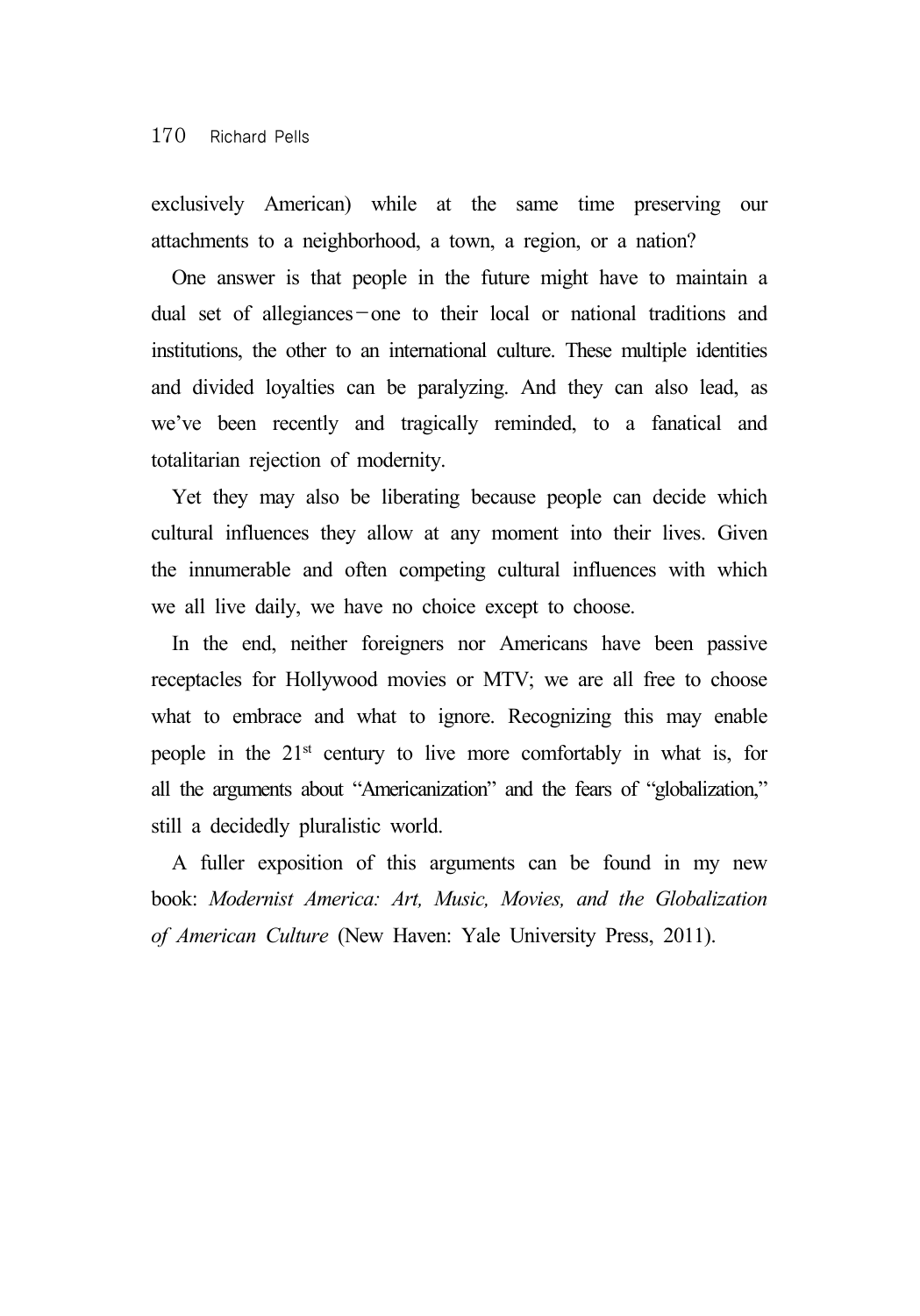exclusively American) while at the same time preserving our attachments to a neighborhood, a town, a region, or a nation?

One answer is that people in the future might have to maintain a dual set of allegiances—one to their local or national traditions and institutions, the other to an international culture. These multiple identities and divided loyalties can be paralyzing. And they can also lead, as we've been recently and tragically reminded, to a fanatical and totalitarian rejection of modernity.

Yet they may also be liberating because people can decide which cultural influences they allow at any moment into their lives. Given the innumerable and often competing cultural influences with which we all live daily, we have no choice except to choose.

In the end, neither foreigners nor Americans have been passive receptacles for Hollywood movies or MTV; we are all free to choose what to embrace and what to ignore. Recognizing this may enable people in the 21st century to live more comfortably in what is, for all the arguments about "Americanization" and the fears of "globalization," still a decidedly pluralistic world.

A fuller exposition of this arguments can be found in my new book: *Modernist America: Art, Music, Movies, and the Globalization of American Culture* (New Haven: Yale University Press, 2011).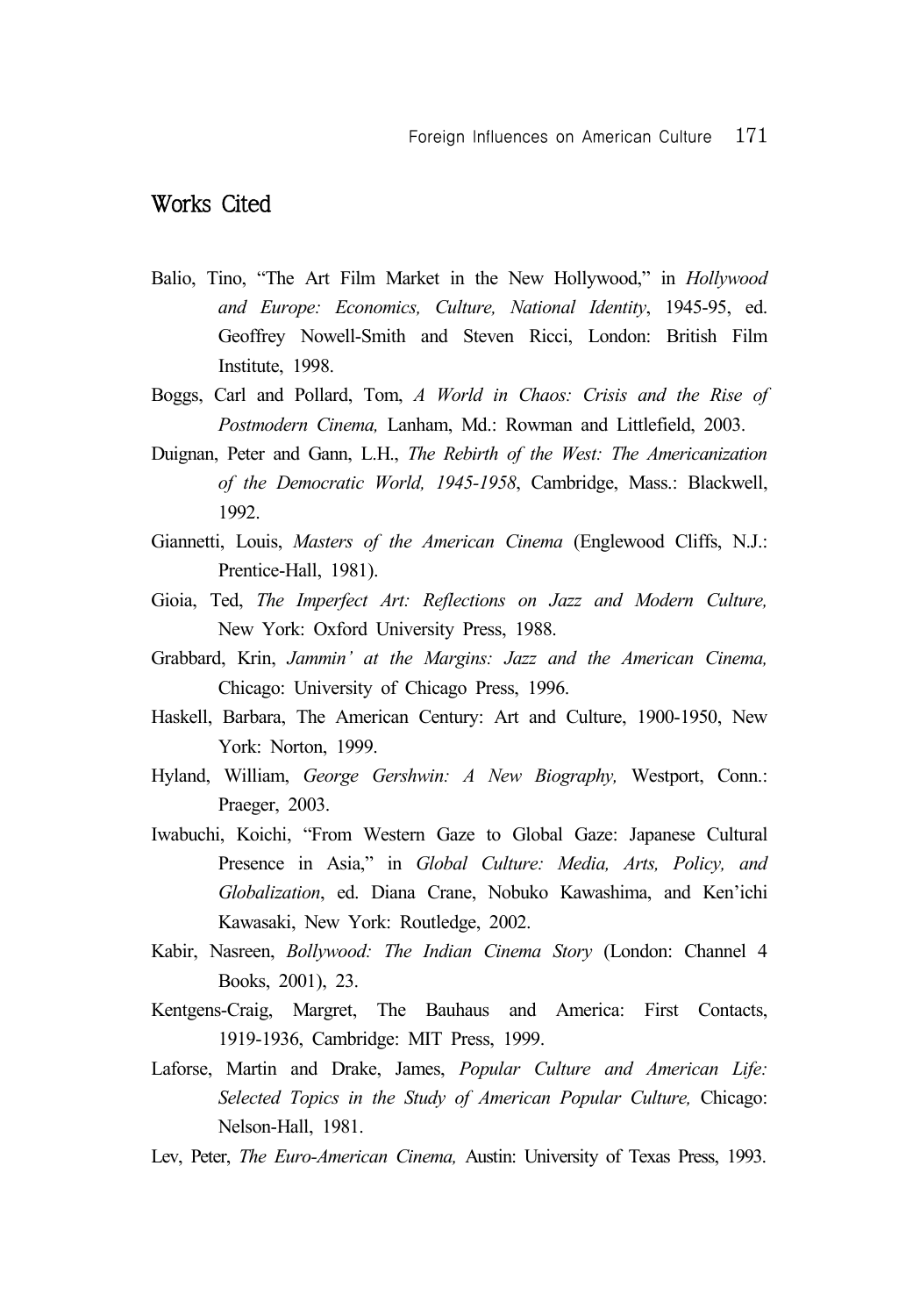## Works Cited

Balio, Tino, “The Art Film Market in the New Hollywood,” in *Hollywood and Europe: Economics, Culture, National Identity*, 1945-95, ed. Geoffrey Nowell-Smith and Steven Ricci, London: British Film Institute, 1998.

Boggs, Carl and Pollard, Tom, *A World in Chaos: Crisis and the Rise of Postmodern Cinema,* Lanham, Md.: Rowman and Littlefield, 2003.

Duignan, Peter and Gann, L.H., *The Rebirth of the West: The Americanization of the Democratic World, 1945-1958*, Cambridge, Mass.: Blackwell, 1992.

Giannetti, Louis, *Masters of the American Cinema* (Englewood Cliffs, N.J.: Prentice-Hall, 1981).

Gioia, Ted, *The Imperfect Art: Reflections on Jazz and Modern Culture,* New York: Oxford University Press, 1988.

Grabbard, Krin, *Jammin' at the Margins: Jazz and the American Cinema,* Chicago: University of Chicago Press, 1996.

Haskell, Barbara, The American Century: Art and Culture, 1900-1950, New York: Norton, 1999.

Hyland, William, *George Gershwin: A New Biography,* Westport, Conn.: Praeger, 2003.

Iwabuchi, Koichi, “From Western Gaze to Global Gaze: Japanese Cultural Presence in Asia,” in *Global Culture: Media, Arts, Policy, and Globalization*, ed. Diana Crane, Nobuko Kawashima, and Ken'ichi Kawasaki, New York: Routledge, 2002.

Kabir, Nasreen, *Bollywood: The Indian Cinema Story* (London: Channel 4 Books, 2001), 23.

Kentgens-Craig, Margret, The Bauhaus and America: First Contacts, 1919-1936, Cambridge: MIT Press, 1999.

Laforse, Martin and Drake, James, *Popular Culture and American Life: Selected Topics in the Study of American Popular Culture,* Chicago: Nelson-Hall, 1981.

Lev, Peter, *The Euro-American Cinema,* Austin: University of Texas Press, 1993.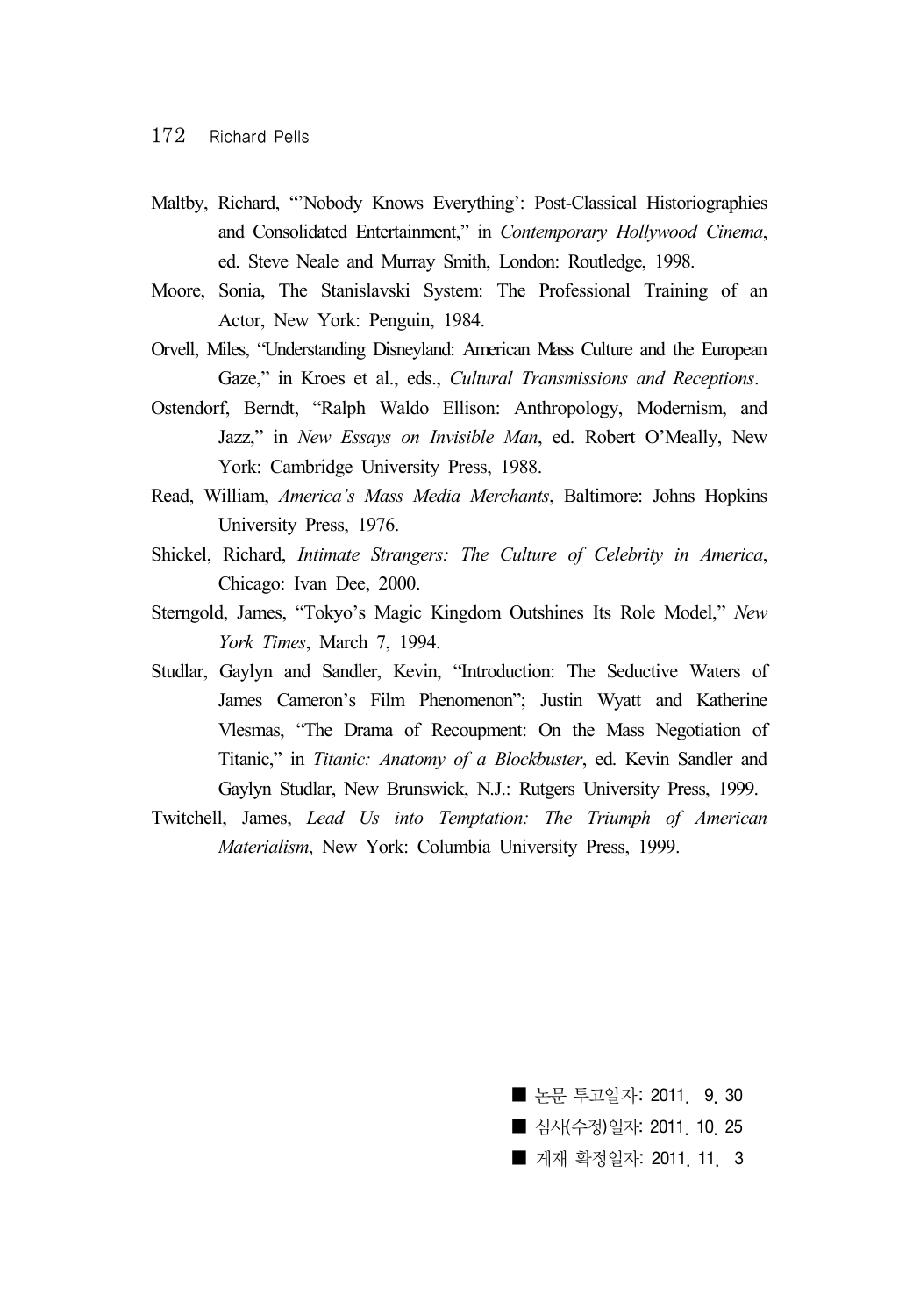Maltby, Richard, "'Nobody Knows Everything': Post-Classical Historiographies and Consolidated Entertainment," in *Contemporary Hollywood Cinema*, ed. Steve Neale and Murray Smith, London: Routledge, 1998.

Moore, Sonia, The Stanislavski System: The Professional Training of an Actor, New York: Penguin, 1984.

Orvell, Miles, "Understanding Disneyland: American Mass Culture and the European Gaze," in Kroes et al., eds., *Cultural Transmissions and Receptions*.

Ostendorf, Berndt, "Ralph Waldo Ellison: Anthropology, Modernism, and Jazz," in *New Essays on Invisible Man*, ed. Robert O'Meally, New York: Cambridge University Press, 1988.

Read, William, *America's Mass Media Merchants*, Baltimore: Johns Hopkins University Press, 1976.

Shickel, Richard, *Intimate Strangers: The Culture of Celebrity in America*, Chicago: Ivan Dee, 2000.

Sterngold, James, "Tokyo's Magic Kingdom Outshines Its Role Model," *New York Times*, March 7, 1994.

Studlar, Gaylyn and Sandler, Kevin, "Introduction: The Seductive Waters of James Cameron's Film Phenomenon"; Justin Wyatt and Katherine Vlesmas, "The Drama of Recoupment: On the Mass Negotiation of Titanic," in *Titanic: Anatomy of a Blockbuster*, ed. Kevin Sandler and Gaylyn Studlar, New Brunswick, N.J.: Rutgers University Press, 1999.

Twitchell, James, *Lead Us into Temptation: The Triumph of American Materialism*, New York: Columbia University Press, 1999.

■ 논문 투고일자: 2011. 9. 30

■ 심사(수정)일자: 2011. 10. 25

■ 게재 확정일자: 2011. 11. 3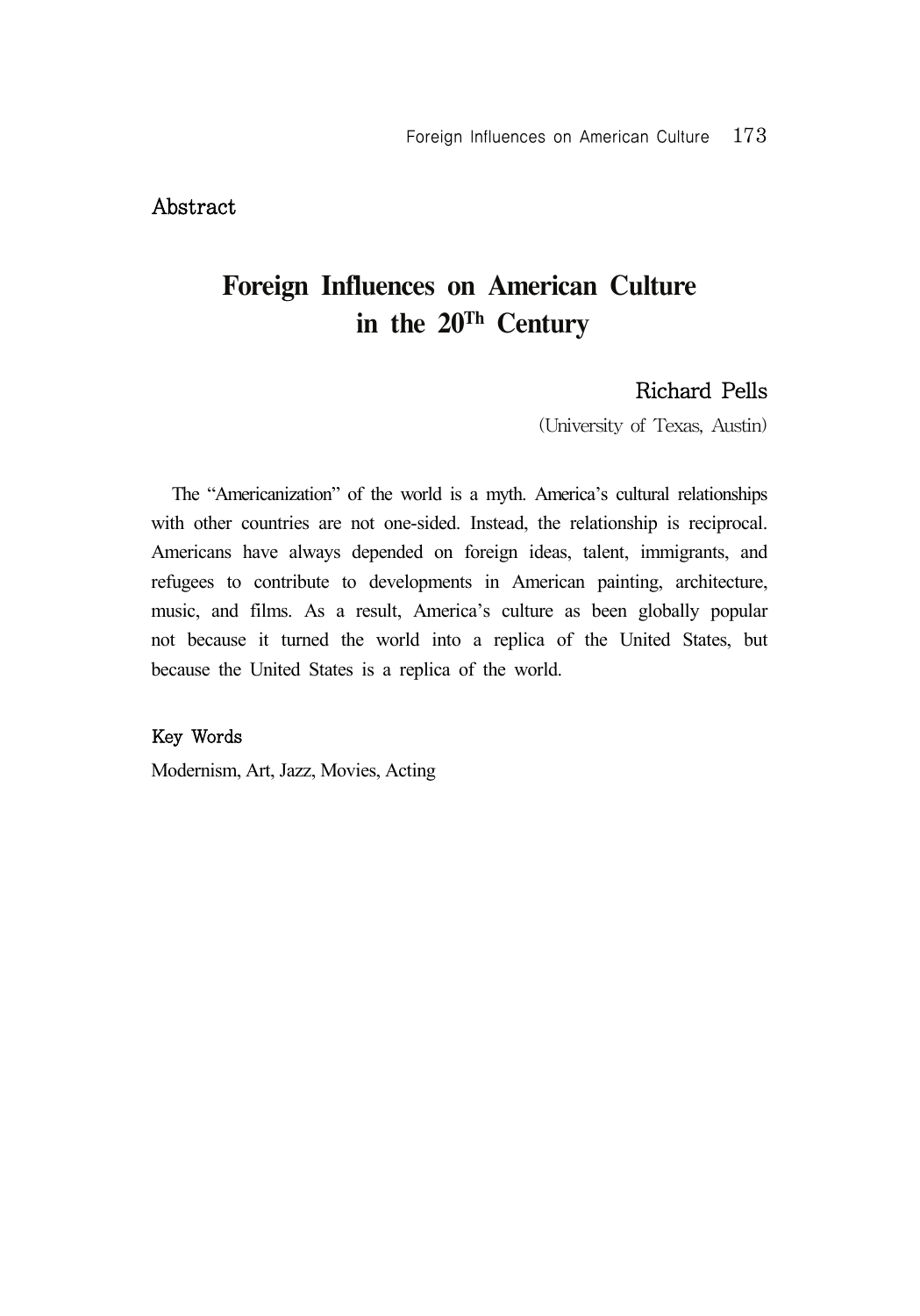## Abstract

# Foreign Influences on American Culture in the 20Th Century

Richard Pells

(University of Texas, Austin)

The “Americanization” of the world is a myth. America’s cultural relationships with other countries are not one-sided. Instead, the relationship is reciprocal. Americans have always depended on foreign ideas, talent, immigrants, and refugees to contribute to developments in American painting, architecture, music, and films. As a result, America’s culture as been globally popular not because it turned the world into a replica of the United States, but because the United States is a replica of the world.

### Key Words

Modernism, Art, Jazz, Movies, Acting